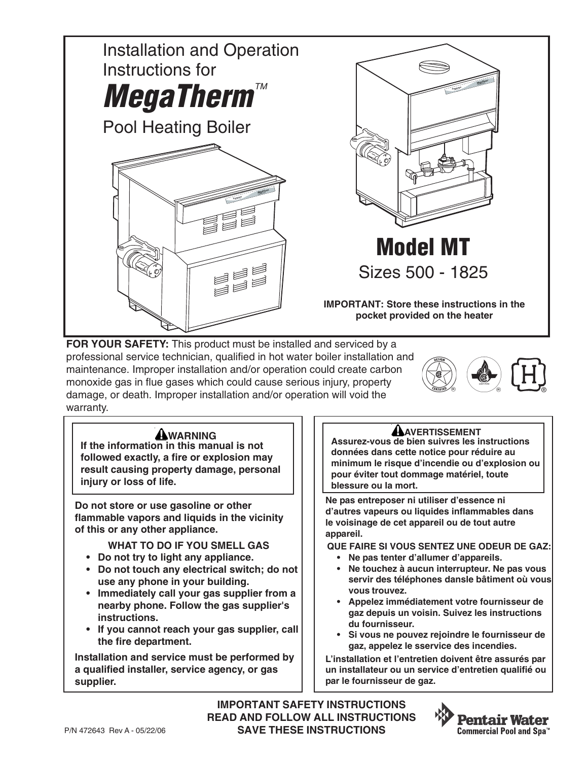# Installation and Operation Instructions for *MegaTherm*™ Pool Heating Boiler

# Model MT

Sizes 500 - 1825

**IMPORTANT: Store these instructions in the pocket provided on the heater**

**FOR YOUR SAFETY:** This product must be installed and serviced by a professional service technician, qualified in hot water boiler installation and maintenance. Improper installation and/or operation could create carbon monoxide gas in flue gases which could cause serious injury, property damage, or death. Improper installation and/or operation will void the warranty.

**⚠WARNING**

**If the information in this manual is not followed exactly, a fire or explosion may result causing property damage, personal injury or loss of life.**

**Do not store or use gasoline or other flammable vapors and liquids in the vicinity of this or any other appliance.**

**WHAT TO DO IF YOU SMELL GAS**

- **Do not try to light any appliance.**
- **Do not touch any electrical switch; do not use any phone in your building.**
- **Immediately call your gas supplier from a nearby phone. Follow the gas supplier's instructions.**
- **If you cannot reach your gas supplier, call the fire department.**

**Installation and service must be performed by a qualified installer, service agency, or gas supplier.**

**⚠AVERTISSEMENT**

**Assurez-vous de bien suivres les instructions données dans cette notice pour réduire au minimum le risque d'incendie ou d'explosion ou pour éviter tout dommage matériel, toute blessure ou la mort.**

**Ne pas entreposer ni utiliser d'essence ni d'autres vapeurs ou liquides inflammables dans le voisinage de cet appareil ou de tout autre appareil.**

**QUE FAIRE SI VOUS SENTEZ UNE ODEUR DE GAZ:**

- **Ne pas tenter d'allumer d'appareils.**
- **Ne touchez à aucun interrupteur. Ne pas vous servir des téléphones dansle bâtiment où vous vous trouvez.**
- **Appelez immédiatement votre fournisseur de gaz depuis un voisin. Suivez les instructions du fournisseur.**
- **Si vous ne pouvez rejoindre le fournisseur de gaz, appelez le sservice des incendies.**

**L'installation et l'entretien doivent être assurés par un installateur ou un service d'entretien qualifié ou par le fournisseur de gaz.**

**IMPORTANT SAFETY INSTRUCTIONS**
**READ AND FOLLOW ALL INSTRUCTIONS**
**SAVE THESE INSTRUCTIONS**

P/N 472643 Rev A - 05/22/06

Pentair Water
Commercial Pool and Spa™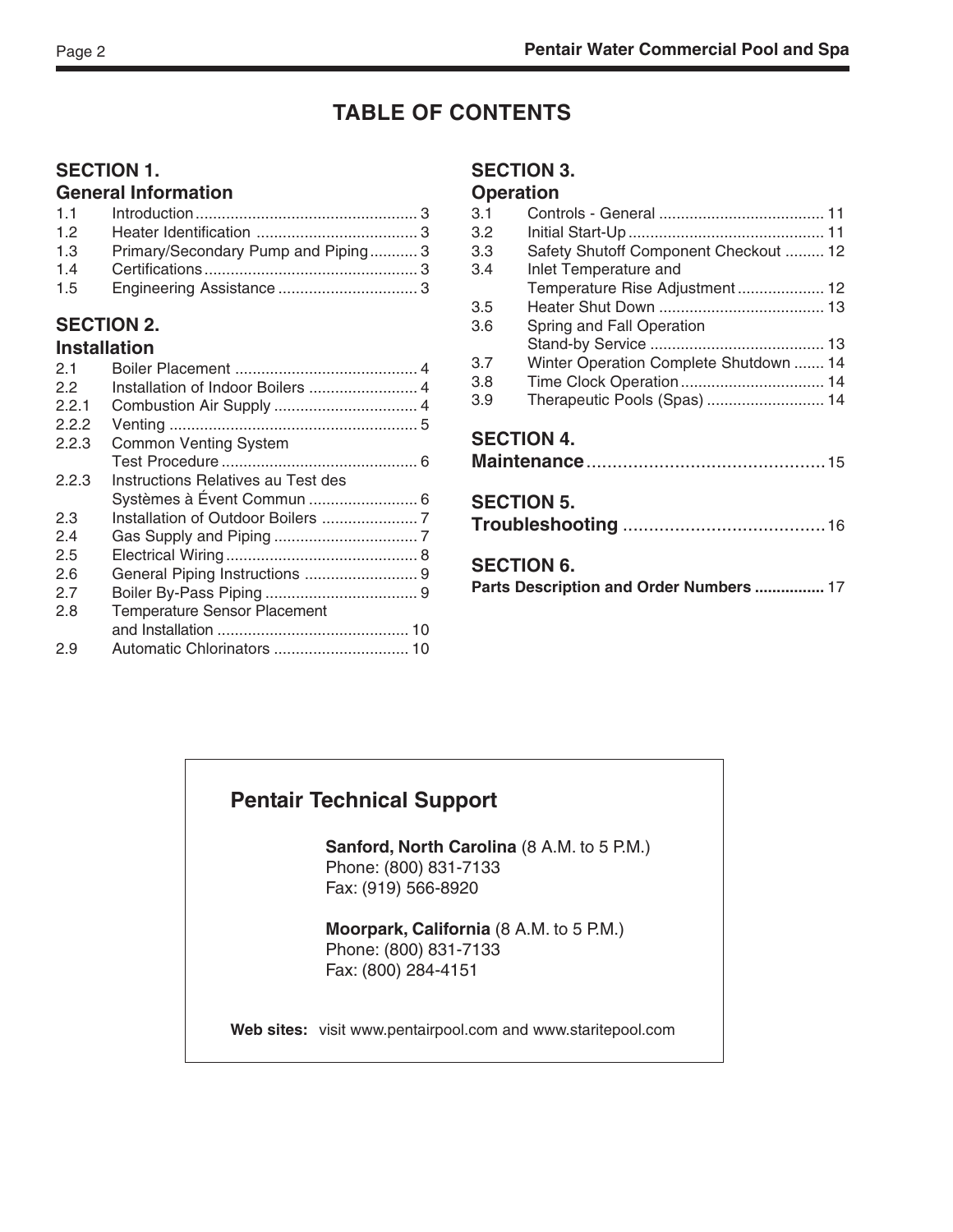# TABLE OF CONTENTS

## SECTION 1. General Information

| | | |
|---|---|---|
| 1.1 | Introduction | 3 |
| 1.2 | Heater Identification | 3 |
| 1.3 | Primary/Secondary Pump and Piping | 3 |
| 1.4 | Certifications | 3 |
| 1.5 | Engineering Assistance | 3 |

## SECTION 2. Installation

| | | |
|---|---|---|
| 2.1 | Boiler Placement | 4 |
| 2.2 | Installation of Indoor Boilers | 4 |
| 2.2.1 | Combustion Air Supply | 4 |
| 2.2.2 | Venting | 5 |
| 2.2.3 | Common Venting System Test Procedure | 6 |
| 2.2.3 | Instructions Relatives au Test des Systèmes à Évent Commun | 6 |
| 2.3 | Installation of Outdoor Boilers | 7 |
| 2.4 | Gas Supply and Piping | 7 |
| 2.5 | Electrical Wiring | 8 |
| 2.6 | General Piping Instructions | 9 |
| 2.7 | Boiler By-Pass Piping | 9 |
| 2.8 | Temperature Sensor Placement and Installation | 10 |
| 2.9 | Automatic Chlorinators | 10 |

## SECTION 3. Operation

| | | |
|---|---|---|
| 3.1 | Controls - General | 11 |
| 3.2 | Initial Start-Up | 11 |
| 3.3 | Safety Shutoff Component Checkout | 12 |
| 3.4 | Inlet Temperature and Temperature Rise Adjustment | 12 |
| 3.5 | Heater Shut Down | 13 |
| 3.6 | Spring and Fall Operation Stand-by Service | 13 |
| 3.7 | Winter Operation Complete Shutdown | 14 |
| 3.8 | Time Clock Operation | 14 |
| 3.9 | Therapeutic Pools (Spas) | 14 |

## SECTION 4. Maintenance ............ 15

## SECTION 5. Troubleshooting ............ 16

## SECTION 6. Parts Description and Order Numbers ............ 17

---

## Pentair Technical Support

**Sanford, North Carolina** (8 A.M. to 5 P.M.)
Phone: (800) 831-7133
Fax: (919) 566-8920

**Moorpark, California** (8 A.M. to 5 P.M.)
Phone: (800) 831-7133
Fax: (800) 284-4151

**Web sites:** visit www.pentairpool.com and www.staritepool.com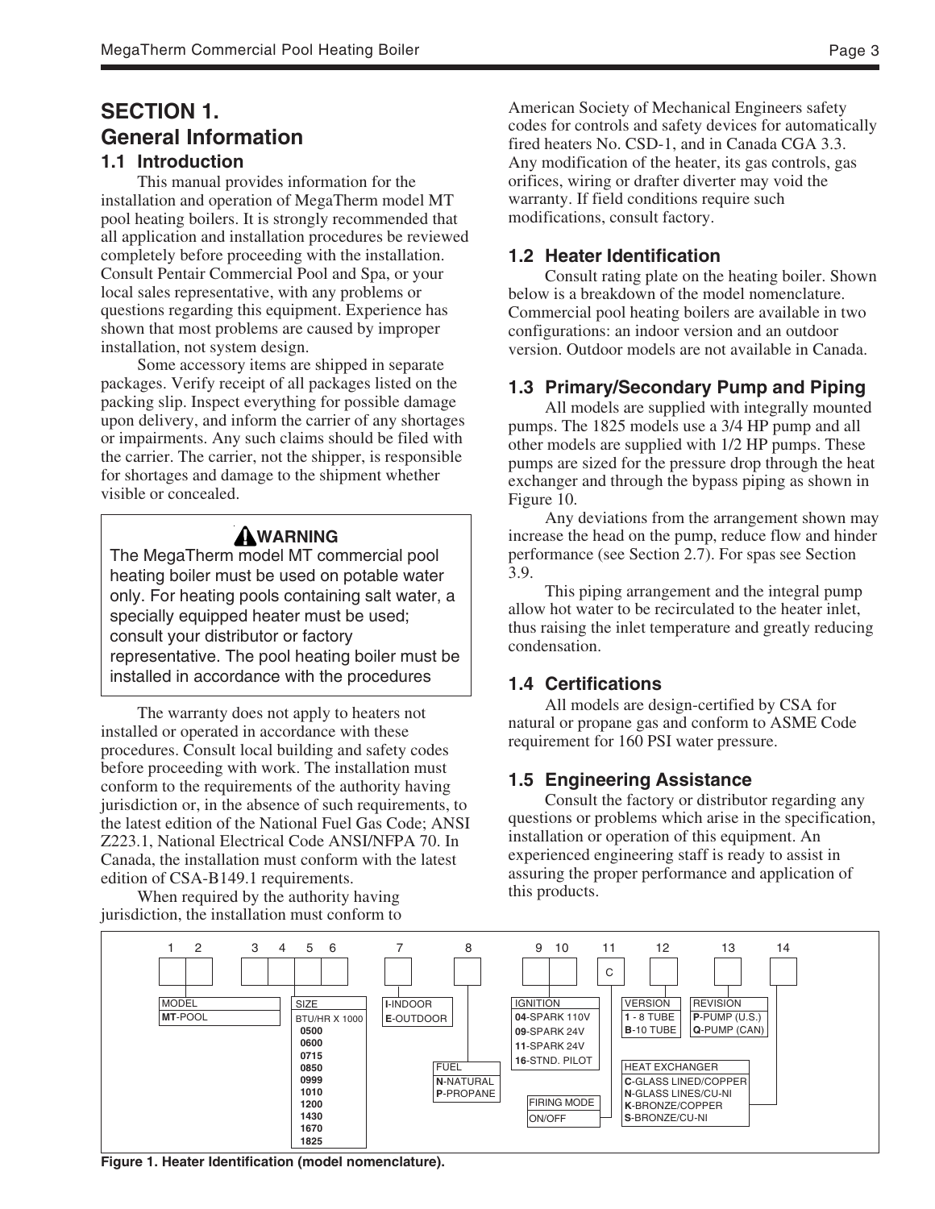# SECTION 1.
# General Information

## 1.1 Introduction

This manual provides information for the installation and operation of MegaTherm model MT pool heating boilers. It is strongly recommended that all application and installation procedures be reviewed completely before proceeding with the installation. Consult Pentair Commercial Pool and Spa, or your local sales representative, with any problems or questions regarding this equipment. Experience has shown that most problems are caused by improper installation, not system design.

Some accessory items are shipped in separate packages. Verify receipt of all packages listed on the packing slip. Inspect everything for possible damage upon delivery, and inform the carrier of any shortages or impairments. Any such claims should be filed with the carrier. The carrier, not the shipper, is responsible for shortages and damage to the shipment whether visible or concealed.

> **⚠WARNING**
>
> The MegaTherm model MT commercial pool heating boiler must be used on potable water only. For heating pools containing salt water, a specially equipped heater must be used; consult your distributor or factory representative. The pool heating boiler must be installed in accordance with the procedures

The warranty does not apply to heaters not installed or operated in accordance with these procedures. Consult local building and safety codes before proceeding with work. The installation must conform to the requirements of the authority having jurisdiction or, in the absence of such requirements, to the latest edition of the National Fuel Gas Code; ANSI Z223.1, National Electrical Code ANSI/NFPA 70. In Canada, the installation must conform with the latest edition of CSA-B149.1 requirements.

When required by the authority having jurisdiction, the installation must conform to American Society of Mechanical Engineers safety codes for controls and safety devices for automatically fired heaters No. CSD-1, and in Canada CGA 3.3. Any modification of the heater, its gas controls, gas orifices, wiring or drafter diverter may void the warranty. If field conditions require such modifications, consult factory.

## 1.2 Heater Identification

Consult rating plate on the heating boiler. Shown below is a breakdown of the model nomenclature. Commercial pool heating boilers are available in two configurations: an indoor version and an outdoor version. Outdoor models are not available in Canada.

## 1.3 Primary/Secondary Pump and Piping

All models are supplied with integrally mounted pumps. The 1825 models use a 3/4 HP pump and all other models are supplied with 1/2 HP pumps. These pumps are sized for the pressure drop through the heat exchanger and through the bypass piping as shown in Figure 10.

Any deviations from the arrangement shown may increase the head on the pump, reduce flow and hinder performance (see Section 2.7). For spas see Section 3.9.

This piping arrangement and the integral pump allow hot water to be recirculated to the heater inlet, thus raising the inlet temperature and greatly reducing condensation.

## 1.4 Certifications

All models are design-certified by CSA for natural or propane gas and conform to ASME Code requirement for 160 PSI water pressure.

## 1.5 Engineering Assistance

Consult the factory or distributor regarding any questions or problems which arise in the specification, installation or operation of this equipment. An experienced engineering staff is ready to assist in assuring the proper performance and application of this products.

| Position | Field | Options |
|---|---|---|
| 1–2 | MODEL | **MT**-POOL |
| 3–6 | SIZE (BTU/HR X 1000) | **0500**, **0600**, **0715**, **0850**, **0999**, **1010**, **1200**, **1430**, **1670**, **1825** |
| 7 | | **I**-INDOOR, **E**-OUTDOOR |
| 8 | FUEL | **N**-NATURAL, **P**-PROPANE |
| 9–10 | IGNITION | **04**-SPARK 110V, **09**-SPARK 24V, **11**-SPARK 24V, **16**-STND. PILOT |
| 11 | FIRING MODE | C: ON/OFF |
| 12 | VERSION | **1** - 8 TUBE, **B**-10 TUBE |
| 13 | REVISION | **P**-PUMP (U.S.), **Q**-PUMP (CAN) |
| 14 | HEAT EXCHANGER | **C**-GLASS LINED/COPPER, **N**-GLASS LINES/CU-NI, **K**-BRONZE/COPPER, **S**-BRONZE/CU-NI |

**Figure 1. Heater Identification (model nomenclature).**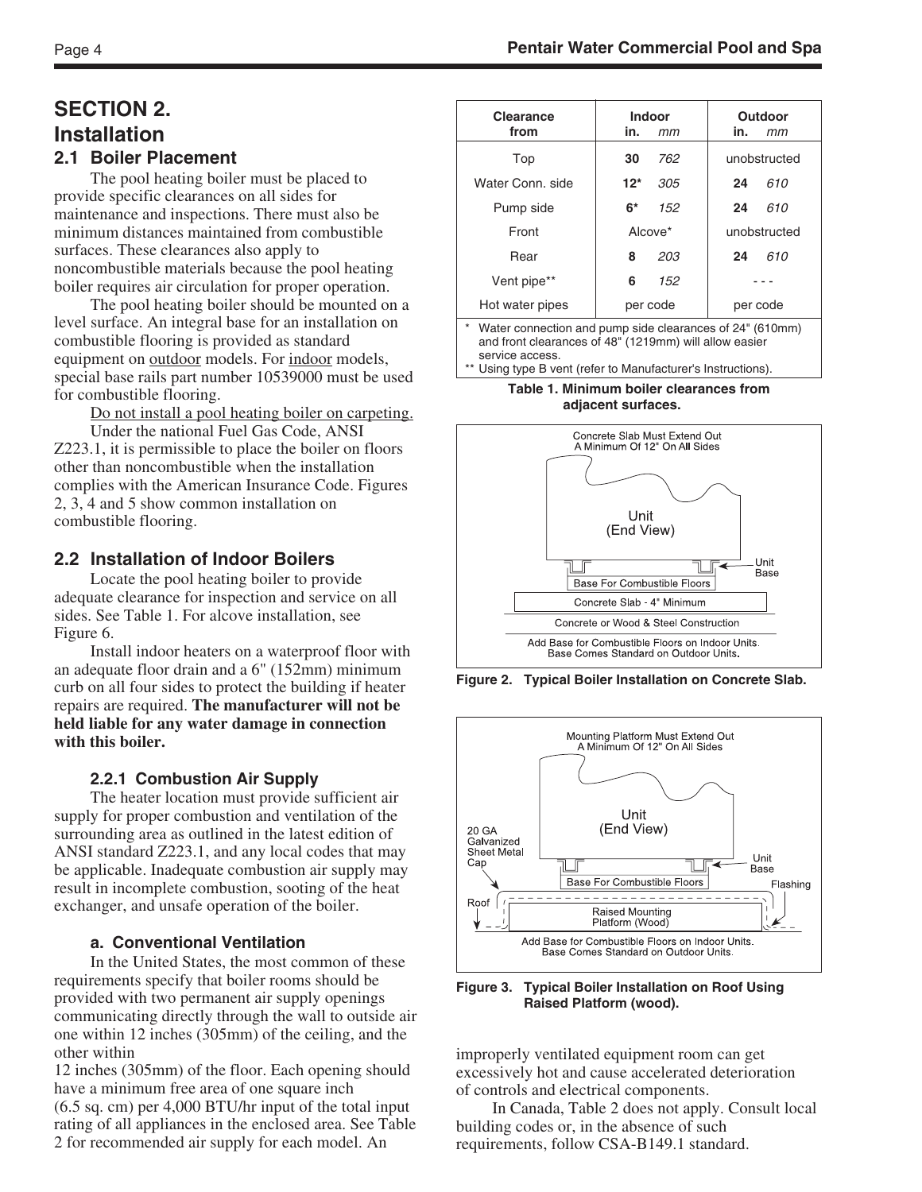# SECTION 2. Installation

## 2.1 Boiler Placement

The pool heating boiler must be placed to provide specific clearances on all sides for maintenance and inspections. There must also be minimum distances maintained from combustible surfaces. These clearances also apply to noncombustible materials because the pool heating boiler requires air circulation for proper operation.

The pool heating boiler should be mounted on a level surface. An integral base for an installation on combustible flooring is provided as standard equipment on outdoor models. For indoor models, special base rails part number 10539000 must be used for combustible flooring.

Do not install a pool heating boiler on carpeting.

Under the national Fuel Gas Code, ANSI Z223.1, it is permissible to place the boiler on floors other than noncombustible when the installation complies with the American Insurance Code. Figures 2, 3, 4 and 5 show common installation on combustible flooring.

## 2.2 Installation of Indoor Boilers

Locate the pool heating boiler to provide adequate clearance for inspection and service on all sides. See Table 1. For alcove installation, see Figure 6.

Install indoor heaters on a waterproof floor with an adequate floor drain and a 6" (152mm) minimum curb on all four sides to protect the building if heater repairs are required. **The manufacturer will not be held liable for any water damage in connection with this boiler.**

### 2.2.1 Combustion Air Supply

The heater location must provide sufficient air supply for proper combustion and ventilation of the surrounding area as outlined in the latest edition of ANSI standard Z223.1, and any local codes that may be applicable. Inadequate combustion air supply may result in incomplete combustion, sooting of the heat exchanger, and unsafe operation of the boiler.

#### a. Conventional Ventilation

In the United States, the most common of these requirements specify that boiler rooms should be provided with two permanent air supply openings communicating directly through the wall to outside air one within 12 inches (305mm) of the ceiling, and the other within 12 inches (305mm) of the floor. Each opening should have a minimum free area of one square inch (6.5 sq. cm) per 4,000 BTU/hr input of the total input rating of all appliances in the enclosed area. See Table 2 for recommended air supply for each model. An improperly ventilated equipment room can get excessively hot and cause accelerated deterioration of controls and electrical components.

In Canada, Table 2 does not apply. Consult local building codes or, in the absence of such requirements, follow CSA-B149.1 standard.

| Clearance from | Indoor in. | Indoor mm | Outdoor in. | Outdoor mm |
|---|---|---|---|---|
| Top | 30 | 762 | unobstructed | |
| Water Conn. side | 12* | 305 | 24 | 610 |
| Pump side | 6* | 152 | 24 | 610 |
| Front | Alcove* | | unobstructed | |
| Rear | 8 | 203 | 24 | 610 |
| Vent pipe** | 6 | 152 | - - - | |
| Hot water pipes | per code | | per code | |

\* Water connection and pump side clearances of 24" (610mm) and front clearances of 48" (1219mm) will allow easier service access.
** Using type B vent (refer to Manufacturer's Instructions).

**Table 1. Minimum boiler clearances from adjacent surfaces.**

Concrete Slab Must Extend Out A Minimum Of 12" On All Sides

Unit (End View)

Unit Base

Base For Combustible Floors

Concrete Slab - 4" Minimum

Concrete or Wood & Steel Construction

Add Base for Combustible Floors on Indoor Units. Base Comes Standard on Outdoor Units.

**Figure 2. Typical Boiler Installation on Concrete Slab.**

Mounting Platform Must Extend Out A Minimum Of 12" On All Sides

Unit (End View)

20 GA Galvanized Sheet Metal Cap

Unit Base

Base For Combustible Floors

Flashing

Roof

Raised Mounting Platform (Wood)

Add Base for Combustible Floors on Indoor Units. Base Comes Standard on Outdoor Units.

**Figure 3. Typical Boiler Installation on Roof Using Raised Platform (wood).**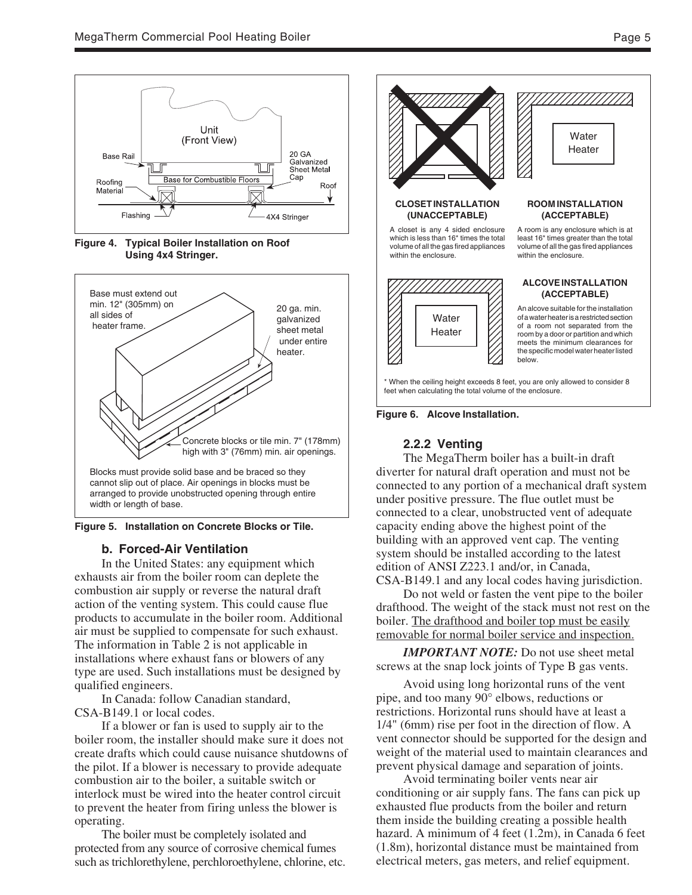Unit
(Front View)

Base Rail

20 GA Galvanized Sheet Metal Cap

Base for Combustible Floors

Roofing Material

Roof

Flashing

4X4 Stringer

**Figure 4. Typical Boiler Installation on Roof Using 4x4 Stringer.**

Base must extend out min. 12" (305mm) on all sides of heater frame.

20 ga. min. galvanized sheet metal under entire heater.

Concrete blocks or tile min. 7" (178mm) high with 3" (76mm) min. air openings.

Blocks must provide solid base and be braced so they cannot slip out of place. Air openings in blocks must be arranged to provide unobstructed opening through entire width or length of base.

**Figure 5. Installation on Concrete Blocks or Tile.**

### b. Forced-Air Ventilation

In the United States: any equipment which exhausts air from the boiler room can deplete the combustion air supply or reverse the natural draft action of the venting system. This could cause flue products to accumulate in the boiler room. Additional air must be supplied to compensate for such exhaust. The information in Table 2 is not applicable in installations where exhaust fans or blowers of any type are used. Such installations must be designed by qualified engineers.

In Canada: follow Canadian standard, CSA-B149.1 or local codes.

If a blower or fan is used to supply air to the boiler room, the installer should make sure it does not create drafts which could cause nuisance shutdowns of the pilot. If a blower is necessary to provide adequate combustion air to the boiler, a suitable switch or interlock must be wired into the heater control circuit to prevent the heater from firing unless the blower is operating.

The boiler must be completely isolated and protected from any source of corrosive chemical fumes such as trichlorethylene, perchloroethylene, chlorine, etc.

Water Heater

**CLOSET INSTALLATION (UNACCEPTABLE)**

A closet is any 4 sided enclosure which is less than 16* times the total volume of all the gas fired appliances within the enclosure.

**ROOM INSTALLATION (ACCEPTABLE)**

A room is any enclosure which is at least 16* times greater than the total volume of all the gas fired appliances within the enclosure.

Water Heater

**ALCOVE INSTALLATION (ACCEPTABLE)**

An alcove suitable for the installation of a water heater is a restricted section of a room not separated from the room by a door or partition and which meets the minimum clearances for the specific model water heater listed below.

\* When the ceiling height exceeds 8 feet, you are only allowed to consider 8 feet when calculating the total volume of the enclosure.

**Figure 6. Alcove Installation.**

### 2.2.2 Venting

The MegaTherm boiler has a built-in draft diverter for natural draft operation and must not be connected to any portion of a mechanical draft system under positive pressure. The flue outlet must be connected to a clear, unobstructed vent of adequate capacity ending above the highest point of the building with an approved vent cap. The venting system should be installed according to the latest edition of ANSI Z223.1 and/or, in Canada, CSA-B149.1 and any local codes having jurisdiction.

Do not weld or fasten the vent pipe to the boiler drafthood. The weight of the stack must not rest on the boiler. The drafthood and boiler top must be easily removable for normal boiler service and inspection.

***IMPORTANT NOTE:*** Do not use sheet metal screws at the snap lock joints of Type B gas vents.

Avoid using long horizontal runs of the vent pipe, and too many 90° elbows, reductions or restrictions. Horizontal runs should have at least a 1/4" (6mm) rise per foot in the direction of flow. A vent connector should be supported for the design and weight of the material used to maintain clearances and prevent physical damage and separation of joints.

Avoid terminating boiler vents near air conditioning or air supply fans. The fans can pick up exhausted flue products from the boiler and return them inside the building creating a possible health hazard. A minimum of 4 feet (1.2m), in Canada 6 feet (1.8m), horizontal distance must be maintained from electrical meters, gas meters, and relief equipment.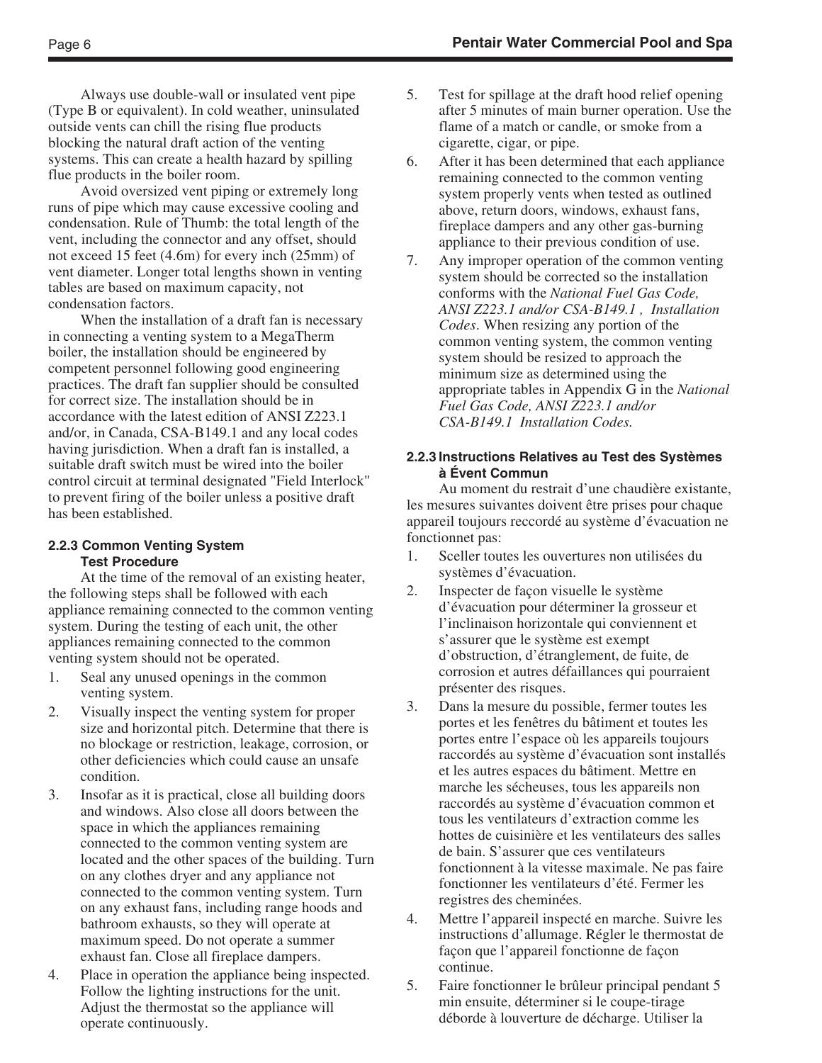Always use double-wall or insulated vent pipe (Type B or equivalent). In cold weather, uninsulated outside vents can chill the rising flue products blocking the natural draft action of the venting systems. This can create a health hazard by spilling flue products in the boiler room.

Avoid oversized vent piping or extremely long runs of pipe which may cause excessive cooling and condensation. Rule of Thumb: the total length of the vent, including the connector and any offset, should not exceed 15 feet (4.6m) for every inch (25mm) of vent diameter. Longer total lengths shown in venting tables are based on maximum capacity, not condensation factors.

When the installation of a draft fan is necessary in connecting a venting system to a MegaTherm boiler, the installation should be engineered by competent personnel following good engineering practices. The draft fan supplier should be consulted for correct size. The installation should be in accordance with the latest edition of ANSI Z223.1 and/or, in Canada, CSA-B149.1 and any local codes having jurisdiction. When a draft fan is installed, a suitable draft switch must be wired into the boiler control circuit at terminal designated "Field Interlock" to prevent firing of the boiler unless a positive draft has been established.

#### 2.2.3 Common Venting System Test Procedure

At the time of the removal of an existing heater, the following steps shall be followed with each appliance remaining connected to the common venting system. During the testing of each unit, the other appliances remaining connected to the common venting system should not be operated.

1. Seal any unused openings in the common venting system.
2. Visually inspect the venting system for proper size and horizontal pitch. Determine that there is no blockage or restriction, leakage, corrosion, or other deficiencies which could cause an unsafe condition.
3. Insofar as it is practical, close all building doors and windows. Also close all doors between the space in which the appliances remaining connected to the common venting system are located and the other spaces of the building. Turn on any clothes dryer and any appliance not connected to the common venting system. Turn on any exhaust fans, including range hoods and bathroom exhausts, so they will operate at maximum speed. Do not operate a summer exhaust fan. Close all fireplace dampers.
4. Place in operation the appliance being inspected. Follow the lighting instructions for the unit. Adjust the thermostat so the appliance will operate continuously.
5. Test for spillage at the draft hood relief opening after 5 minutes of main burner operation. Use the flame of a match or candle, or smoke from a cigarette, cigar, or pipe.
6. After it has been determined that each appliance remaining connected to the common venting system properly vents when tested as outlined above, return doors, windows, exhaust fans, fireplace dampers and any other gas-burning appliance to their previous condition of use.
7. Any improper operation of the common venting system should be corrected so the installation conforms with the *National Fuel Gas Code, ANSI Z223.1 and/or CSA-B149.1 , Installation Codes*. When resizing any portion of the common venting system, the common venting system should be resized to approach the minimum size as determined using the appropriate tables in Appendix G in the *National Fuel Gas Code, ANSI Z223.1 and/or CSA-B149.1 Installation Codes.*

#### 2.2.3 Instructions Relatives au Test des Systèmes à Évent Commun

Au moment du restrait d'une chaudière existante, les mesures suivantes doivent être prises pour chaque appareil toujours reccordé au système d'évacuation ne fonctionnet pas:

1. Sceller toutes les ouvertures non utilisées du systèmes d'évacuation.
2. Inspecter de façon visuelle le système d'évacuation pour déterminer la grosseur et l'inclinaison horizontale qui conviennent et s'assurer que le système est exempt d'obstruction, d'étranglement, de fuite, de corrosion et autres défaillances qui pourraient présenter des risques.
3. Dans la mesure du possible, fermer toutes les portes et les fenêtres du bâtiment et toutes les portes entre l'espace où les appareils toujours raccordés au système d'évacuation sont installés et les autres espaces du bâtiment. Mettre en marche les sécheuses, tous les appareils non raccordés au système d'évacuation common et tous les ventilateurs d'extraction comme les hottes de cuisinière et les ventilateurs des salles de bain. S'assurer que ces ventilateurs fonctionnent à la vitesse maximale. Ne pas faire fonctionner les ventilateurs d'été. Fermer les registres des cheminées.
4. Mettre l'appareil inspecté en marche. Suivre les instructions d'allumage. Régler le thermostat de façon que l'appareil fonctionne de façon continue.
5. Faire fonctionner le brûleur principal pendant 5 min ensuite, déterminer si le coupe-tirage déborde à louverture de décharge. Utiliser la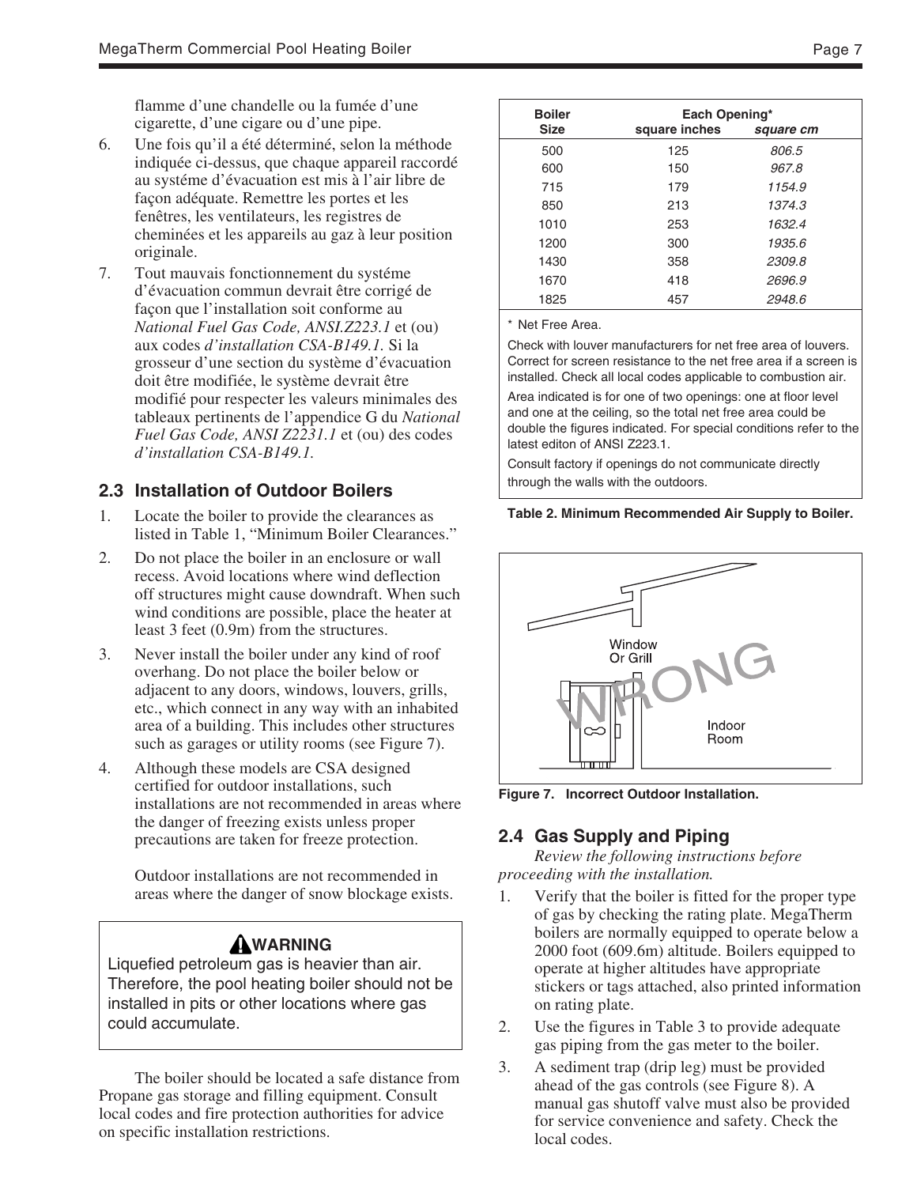flamme d'une chandelle ou la fumée d'une cigarette, d'une cigare ou d'une pipe.

6. Une fois qu'il a été déterminé, selon la méthode indiquée ci-dessus, que chaque appareil raccordé au systéme d'évacuation est mis à l'air libre de façon adéquate. Remettre les portes et les fenêtres, les ventilateurs, les registres de cheminées et les appareils au gaz à leur position originale.
7. Tout mauvais fonctionnement du systéme d'évacuation commun devrait être corrigé de façon que l'installation soit conforme au *National Fuel Gas Code, ANSI.Z223.1* et (ou) aux codes *d'installation CSA-B149.1.* Si la grosseur d'une section du système d'évacuation doit être modifiée, le système devrait être modifié pour respecter les valeurs minimales des tableaux pertinents de l'appendice G du *National Fuel Gas Code, ANSI Z2231.1* et (ou) des codes *d'installation CSA-B149.1.*

## 2.3 Installation of Outdoor Boilers

1. Locate the boiler to provide the clearances as listed in Table 1, "Minimum Boiler Clearances."
2. Do not place the boiler in an enclosure or wall recess. Avoid locations where wind deflection off structures might cause downdraft. When such wind conditions are possible, place the heater at least 3 feet (0.9m) from the structures.
3. Never install the boiler under any kind of roof overhang. Do not place the boiler below or adjacent to any doors, windows, louvers, grills, etc., which connect in any way with an inhabited area of a building. This includes other structures such as garages or utility rooms (see Figure 7).
4. Although these models are CSA designed certified for outdoor installations, such installations are not recommended in areas where the danger of freezing exists unless proper precautions are taken for freeze protection.

   Outdoor installations are not recommended in areas where the danger of snow blockage exists.

> **WARNING**
> Liquefied petroleum gas is heavier than air. Therefore, the pool heating boiler should not be installed in pits or other locations where gas could accumulate.

The boiler should be located a safe distance from Propane gas storage and filling equipment. Consult local codes and fire protection authorities for advice on specific installation restrictions.

| Boiler Size | Each Opening* square inches | *square cm* |
|---|---|---|
| 500 | 125 | *806.5* |
| 600 | 150 | *967.8* |
| 715 | 179 | *1154.9* |
| 850 | 213 | *1374.3* |
| 1010 | 253 | *1632.4* |
| 1200 | 300 | *1935.6* |
| 1430 | 358 | *2309.8* |
| 1670 | 418 | *2696.9* |
| 1825 | 457 | *2948.6* |

\* Net Free Area.

Check with louver manufacturers for net free area of louvers. Correct for screen resistance to the net free area if a screen is installed. Check all local codes applicable to combustion air.

Area indicated is for one of two openings: one at floor level and one at the ceiling, so the total net free area could be double the figures indicated. For special conditions refer to the latest editon of ANSI Z223.1.

Consult factory if openings do not communicate directly through the walls with the outdoors.

**Table 2. Minimum Recommended Air Supply to Boiler.**

**Figure 7. Incorrect Outdoor Installation.**

## 2.4 Gas Supply and Piping

*Review the following instructions before proceeding with the installation.*

1. Verify that the boiler is fitted for the proper type of gas by checking the rating plate. MegaTherm boilers are normally equipped to operate below a 2000 foot (609.6m) altitude. Boilers equipped to operate at higher altitudes have appropriate stickers or tags attached, also printed information on rating plate.
2. Use the figures in Table 3 to provide adequate gas piping from the gas meter to the boiler.
3. A sediment trap (drip leg) must be provided ahead of the gas controls (see Figure 8). A manual gas shutoff valve must also be provided for service convenience and safety. Check the local codes.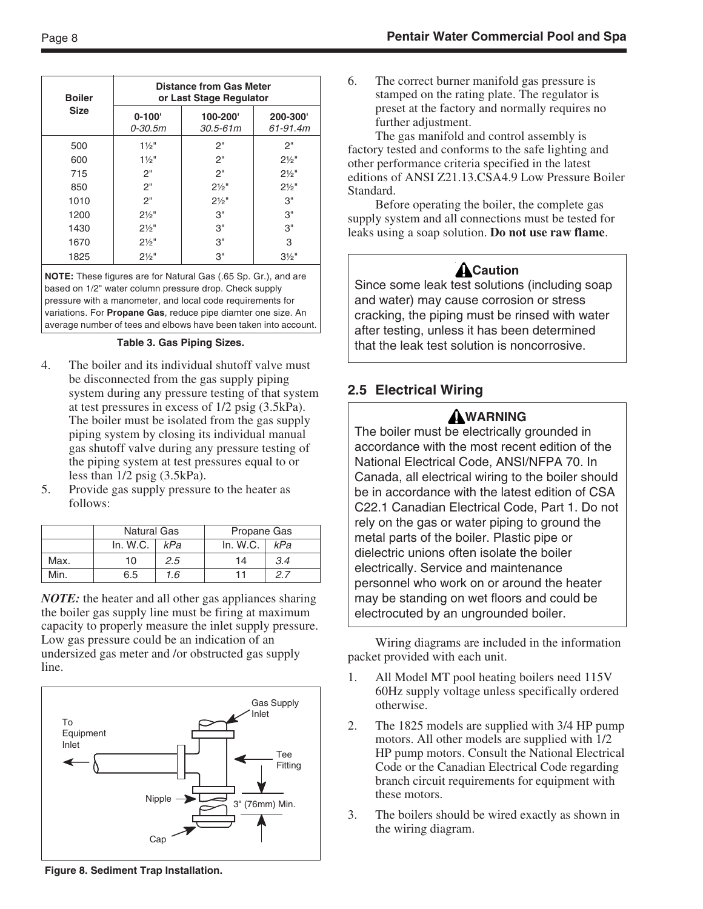| Boiler Size | Distance from Gas Meter or Last Stage Regulator | | |
|---|---|---|---|
| | 0-100' *0-30.5m* | 100-200' *30.5-61m* | 200-300' *61-91.4m* |
| 500 | 1½" | 2" | 2" |
| 600 | 1½" | 2" | 2½" |
| 715 | 2" | 2" | 2½" |
| 850 | 2" | 2½" | 2½" |
| 1010 | 2" | 2½" | 3" |
| 1200 | 2½" | 3" | 3" |
| 1430 | 2½" | 3" | 3" |
| 1670 | 2½" | 3" | 3 |
| 1825 | 2½" | 3" | 3½" |

**NOTE:** These figures are for Natural Gas (.65 Sp. Gr.), and are based on 1/2" water column pressure drop. Check supply pressure with a manometer, and local code requirements for variations. For **Propane Gas**, reduce pipe diamter one size. An average number of tees and elbows have been taken into account.

**Table 3. Gas Piping Sizes.**

4. The boiler and its individual shutoff valve must be disconnected from the gas supply piping system during any pressure testing of that system at test pressures in excess of 1/2 psig (3.5kPa). The boiler must be isolated from the gas supply piping system by closing its individual manual gas shutoff valve during any pressure testing of the piping system at test pressures equal to or less than 1/2 psig (3.5kPa).
5. Provide gas supply pressure to the heater as follows:

| | Natural Gas | | Propane Gas | |
|---|---|---|---|---|
| | In. W.C. | *kPa* | In. W.C. | *kPa* |
| Max. | 10 | *2.5* | 14 | *3.4* |
| Min. | 6.5 | *1.6* | 11 | *2.7* |

***NOTE:*** the heater and all other gas appliances sharing the boiler gas supply line must be firing at maximum capacity to properly measure the inlet supply pressure. Low gas pressure could be an indication of an undersized gas meter and /or obstructed gas supply line.

To Equipment Inlet — Gas Supply Inlet — Tee Fitting — Nipple — 3" (76mm) Min. — Cap

**Figure 8. Sediment Trap Installation.**

6. The correct burner manifold gas pressure is stamped on the rating plate. The regulator is preset at the factory and normally requires no further adjustment.

The gas manifold and control assembly is factory tested and conforms to the safe lighting and other performance criteria specified in the latest editions of ANSI Z21.13.CSA4.9 Low Pressure Boiler Standard.

Before operating the boiler, the complete gas supply system and all connections must be tested for leaks using a soap solution. **Do not use raw flame**.

**Caution**

Since some leak test solutions (including soap and water) may cause corrosion or stress cracking, the piping must be rinsed with water after testing, unless it has been determined that the leak test solution is noncorrosive.

## 2.5 Electrical Wiring

**WARNING**

The boiler must be electrically grounded in accordance with the most recent edition of the National Electrical Code, ANSI/NFPA 70. In Canada, all electrical wiring to the boiler should be in accordance with the latest edition of CSA C22.1 Canadian Electrical Code, Part 1. Do not rely on the gas or water piping to ground the metal parts of the boiler. Plastic pipe or dielectric unions often isolate the boiler electrically. Service and maintenance personnel who work on or around the heater may be standing on wet floors and could be electrocuted by an ungrounded boiler.

Wiring diagrams are included in the information packet provided with each unit.

1. All Model MT pool heating boilers need 115V 60Hz supply voltage unless specifically ordered otherwise.
2. The 1825 models are supplied with 3/4 HP pump motors. All other models are supplied with 1/2 HP pump motors. Consult the National Electrical Code or the Canadian Electrical Code regarding branch circuit requirements for equipment with these motors.
3. The boilers should be wired exactly as shown in the wiring diagram.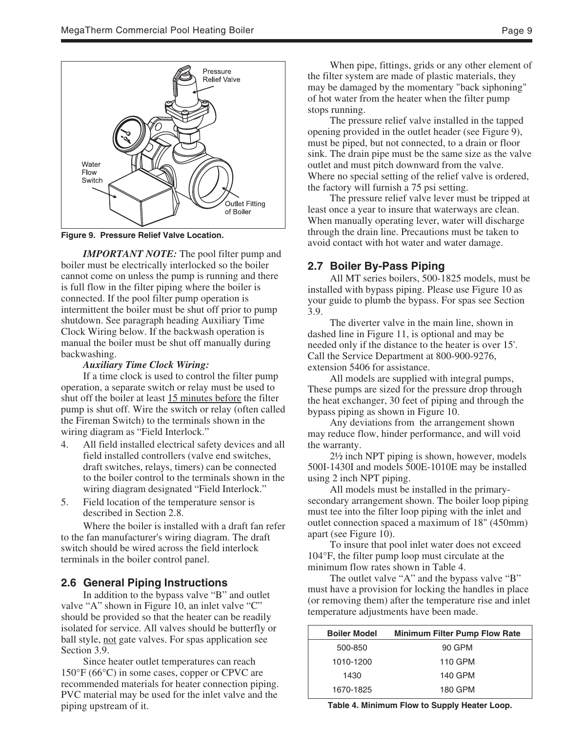Figure 9. Pressure Relief Valve Location.

***IMPORTANT NOTE:*** The pool filter pump and boiler must be electrically interlocked so the boiler cannot come on unless the pump is running and there is full flow in the filter piping where the boiler is connected. If the pool filter pump operation is intermittent the boiler must be shut off prior to pump shutdown. See paragraph heading Auxiliary Time Clock Wiring below. If the backwash operation is manual the boiler must be shut off manually during backwashing.

***Auxiliary Time Clock Wiring:***

If a time clock is used to control the filter pump operation, a separate switch or relay must be used to shut off the boiler at least 15 minutes before the filter pump is shut off. Wire the switch or relay (often called the Fireman Switch) to the terminals shown in the wiring diagram as "Field Interlock."

4. All field installed electrical safety devices and all field installed controllers (valve end switches, draft switches, relays, timers) can be connected to the boiler control to the terminals shown in the wiring diagram designated "Field Interlock."
5. Field location of the temperature sensor is described in Section 2.8.

Where the boiler is installed with a draft fan refer to the fan manufacturer's wiring diagram. The draft switch should be wired across the field interlock terminals in the boiler control panel.

## 2.6 General Piping Instructions

In addition to the bypass valve "B" and outlet valve "A" shown in Figure 10, an inlet valve "C" should be provided so that the heater can be readily isolated for service. All valves should be butterfly or ball style, not gate valves. For spas application see Section 3.9.

Since heater outlet temperatures can reach 150°F (66°C) in some cases, copper or CPVC are recommended materials for heater connection piping. PVC material may be used for the inlet valve and the piping upstream of it.

When pipe, fittings, grids or any other element of the filter system are made of plastic materials, they may be damaged by the momentary "back siphoning" of hot water from the heater when the filter pump stops running.

The pressure relief valve installed in the tapped opening provided in the outlet header (see Figure 9), must be piped, but not connected, to a drain or floor sink. The drain pipe must be the same size as the valve outlet and must pitch downward from the valve. Where no special setting of the relief valve is ordered, the factory will furnish a 75 psi setting.

The pressure relief valve lever must be tripped at least once a year to insure that waterways are clean. When manually operating lever, water will discharge through the drain line. Precautions must be taken to avoid contact with hot water and water damage.

## 2.7 Boiler By-Pass Piping

All MT series boilers, 500-1825 models, must be installed with bypass piping. Please use Figure 10 as your guide to plumb the bypass. For spas see Section 3.9.

The diverter valve in the main line, shown in dashed line in Figure 11, is optional and may be needed only if the distance to the heater is over 15'. Call the Service Department at 800-900-9276, extension 5406 for assistance.

All models are supplied with integral pumps, These pumps are sized for the pressure drop through the heat exchanger, 30 feet of piping and through the bypass piping as shown in Figure 10.

Any deviations from the arrangement shown may reduce flow, hinder performance, and will void the warranty.

2½ inch NPT piping is shown, however, models 500I-1430I and models 500E-1010E may be installed using 2 inch NPT piping.

All models must be installed in the primary-secondary arrangement shown. The boiler loop piping must tee into the filter loop piping with the inlet and outlet connection spaced a maximum of 18" (450mm) apart (see Figure 10).

To insure that pool inlet water does not exceed 104°F, the filter pump loop must circulate at the minimum flow rates shown in Table 4.

The outlet valve "A" and the bypass valve "B" must have a provision for locking the handles in place (or removing them) after the temperature rise and inlet temperature adjustments have been made.

| Boiler Model | Minimum Filter Pump Flow Rate |
|---|---|
| 500-850 | 90 GPM |
| 1010-1200 | 110 GPM |
| 1430 | 140 GPM |
| 1670-1825 | 180 GPM |

Table 4. Minimum Flow to Supply Heater Loop.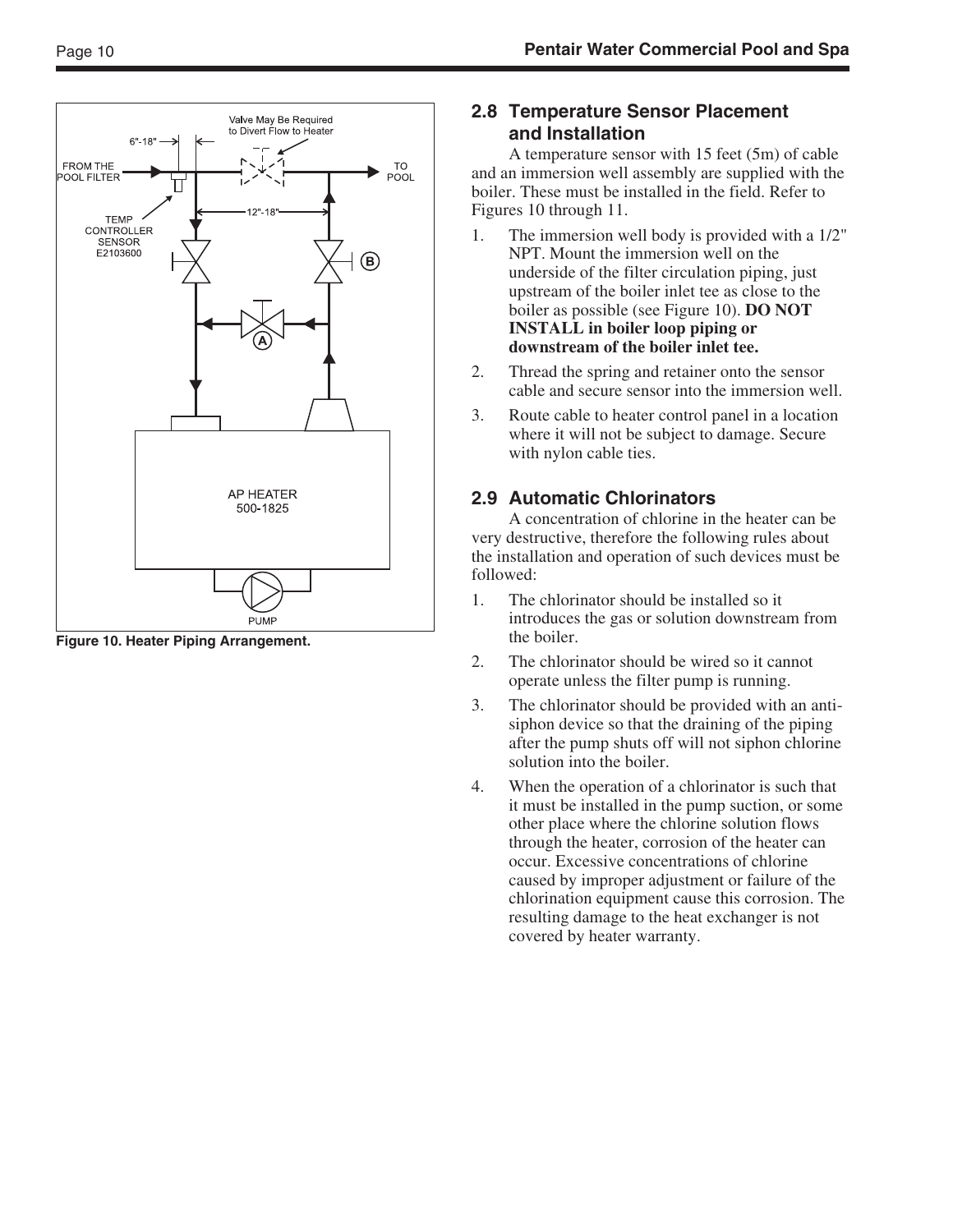Figure 10. Heater Piping Arrangement.

## 2.8 Temperature Sensor Placement and Installation

A temperature sensor with 15 feet (5m) of cable and an immersion well assembly are supplied with the boiler. These must be installed in the field. Refer to Figures 10 through 11.

1. The immersion well body is provided with a 1/2" NPT. Mount the immersion well on the underside of the filter circulation piping, just upstream of the boiler inlet tee as close to the boiler as possible (see Figure 10). **DO NOT INSTALL in boiler loop piping or downstream of the boiler inlet tee.**
2. Thread the spring and retainer onto the sensor cable and secure sensor into the immersion well.
3. Route cable to heater control panel in a location where it will not be subject to damage. Secure with nylon cable ties.

## 2.9 Automatic Chlorinators

A concentration of chlorine in the heater can be very destructive, therefore the following rules about the installation and operation of such devices must be followed:

1. The chlorinator should be installed so it introduces the gas or solution downstream from the boiler.
2. The chlorinator should be wired so it cannot operate unless the filter pump is running.
3. The chlorinator should be provided with an anti-siphon device so that the draining of the piping after the pump shuts off will not siphon chlorine solution into the boiler.
4. When the operation of a chlorinator is such that it must be installed in the pump suction, or some other place where the chlorine solution flows through the heater, corrosion of the heater can occur. Excessive concentrations of chlorine caused by improper adjustment or failure of the chlorination equipment cause this corrosion. The resulting damage to the heat exchanger is not covered by heater warranty.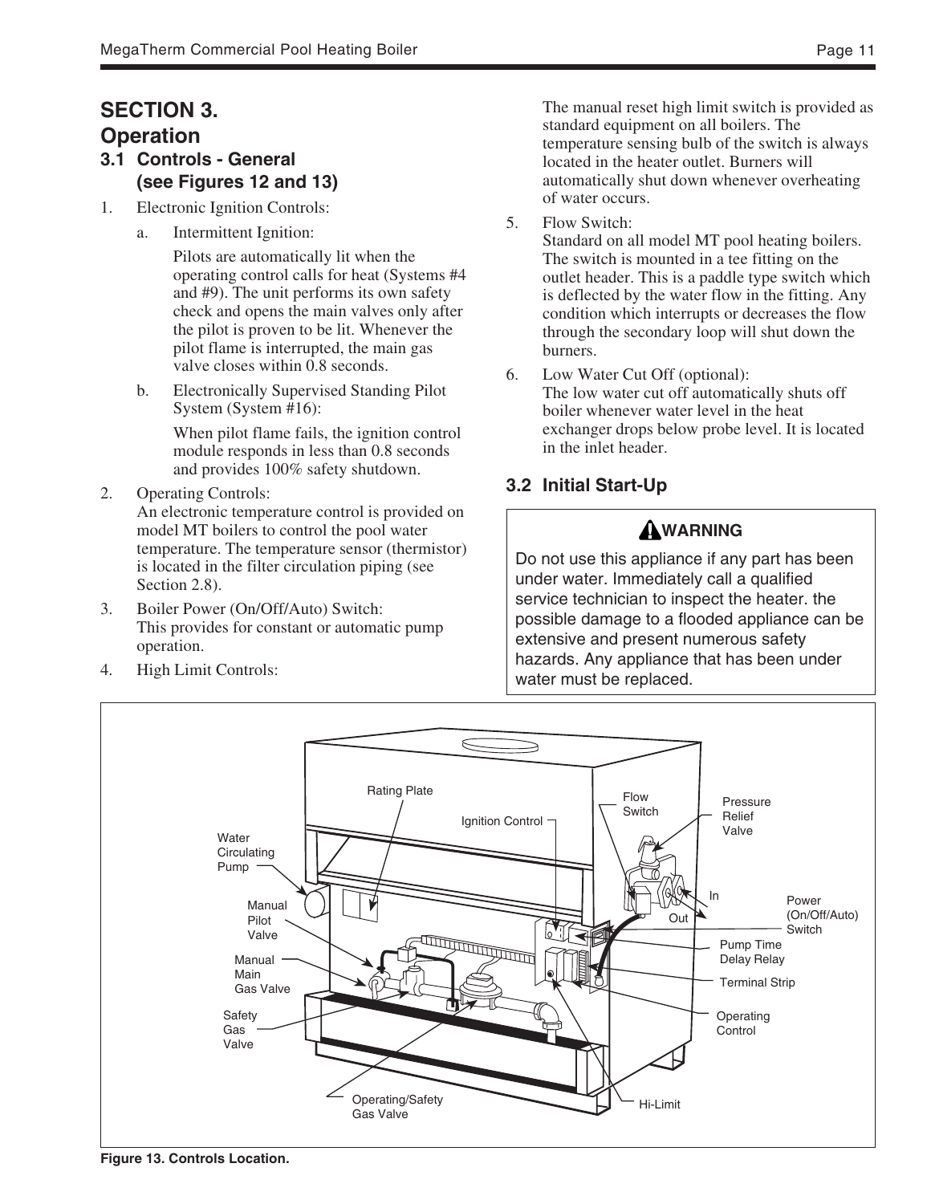# SECTION 3. Operation

## 3.1 Controls - General (see Figures 12 and 13)

1. Electronic Ignition Controls:

   a. Intermittent Ignition:

   Pilots are automatically lit when the operating control calls for heat (Systems #4 and #9). The unit performs its own safety check and opens the main valves only after the pilot is proven to be lit. Whenever the pilot flame is interrupted, the main gas valve closes within 0.8 seconds.

   b. Electronically Supervised Standing Pilot System (System #16):

   When pilot flame fails, the ignition control module responds in less than 0.8 seconds and provides 100% safety shutdown.

2. Operating Controls:
   An electronic temperature control is provided on model MT boilers to control the pool water temperature. The temperature sensor (thermistor) is located in the filter circulation piping (see Section 2.8).

3. Boiler Power (On/Off/Auto) Switch:
   This provides for constant or automatic pump operation.

4. High Limit Controls:

   The manual reset high limit switch is provided as standard equipment on all boilers. The temperature sensing bulb of the switch is always located in the heater outlet. Burners will automatically shut down whenever overheating of water occurs.

5. Flow Switch:
   Standard on all model MT pool heating boilers. The switch is mounted in a tee fitting on the outlet header. This is a paddle type switch which is deflected by the water flow in the fitting. Any condition which interrupts or decreases the flow through the secondary loop will shut down the burners.

6. Low Water Cut Off (optional):
   The low water cut off automatically shuts off boiler whenever water level in the heat exchanger drops below probe level. It is located in the inlet header.

## 3.2 Initial Start-Up

**⚠WARNING**

Do not use this appliance if any part has been under water. Immediately call a qualified service technician to inspect the heater. the possible damage to a flooded appliance can be extensive and present numerous safety hazards. Any appliance that has been under water must be replaced.

**Figure 13. Controls Location.**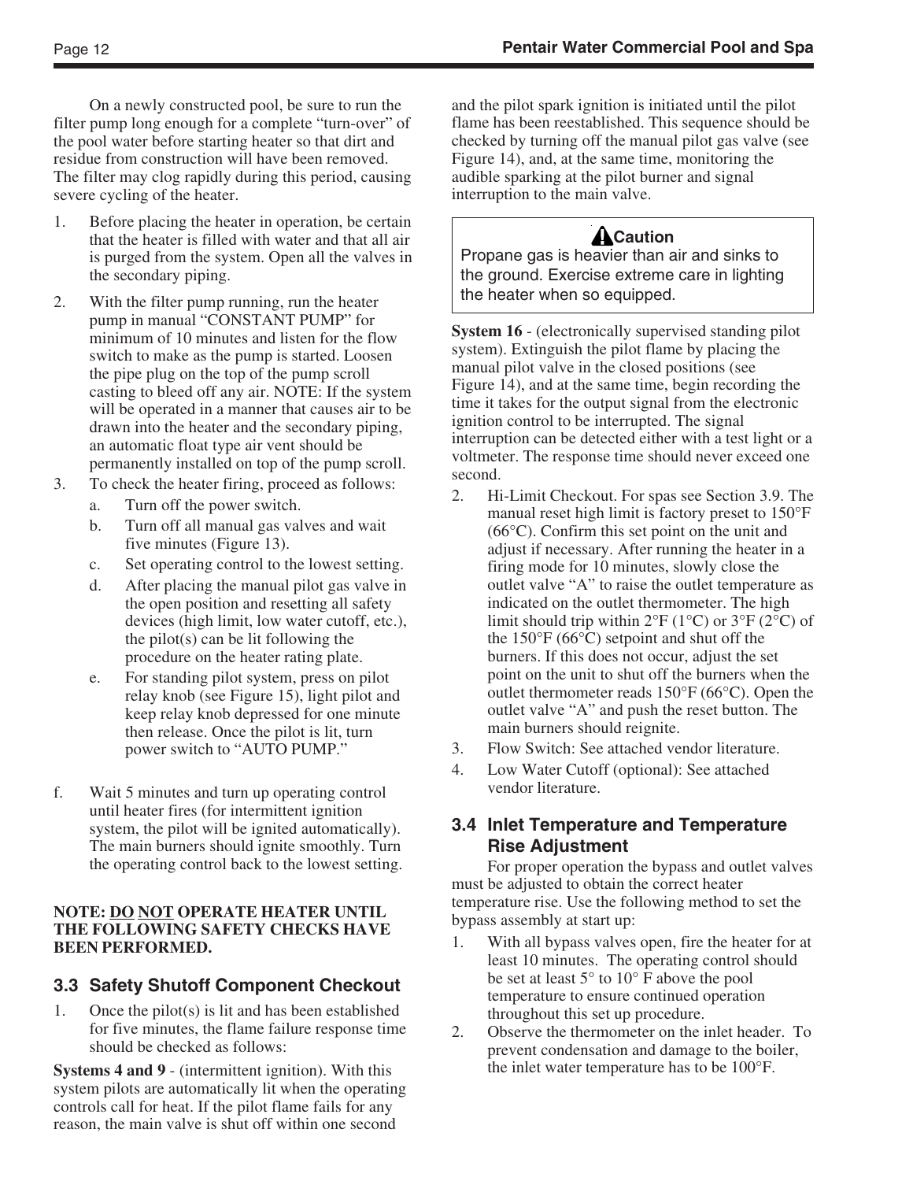On a newly constructed pool, be sure to run the filter pump long enough for a complete "turn-over" of the pool water before starting heater so that dirt and residue from construction will have been removed. The filter may clog rapidly during this period, causing severe cycling of the heater.

1. Before placing the heater in operation, be certain that the heater is filled with water and that all air is purged from the system. Open all the valves in the secondary piping.
2. With the filter pump running, run the heater pump in manual "CONSTANT PUMP" for minimum of 10 minutes and listen for the flow switch to make as the pump is started. Loosen the pipe plug on the top of the pump scroll casting to bleed off any air. NOTE: If the system will be operated in a manner that causes air to be drawn into the heater and the secondary piping, an automatic float type air vent should be permanently installed on top of the pump scroll.
3. To check the heater firing, proceed as follows:
   a. Turn off the power switch.
   b. Turn off all manual gas valves and wait five minutes (Figure 13).
   c. Set operating control to the lowest setting.
   d. After placing the manual pilot gas valve in the open position and resetting all safety devices (high limit, low water cutoff, etc.), the pilot(s) can be lit following the procedure on the heater rating plate.
   e. For standing pilot system, press on pilot relay knob (see Figure 15), light pilot and keep relay knob depressed for one minute then release. Once the pilot is lit, turn power switch to "AUTO PUMP."

f. Wait 5 minutes and turn up operating control until heater fires (for intermittent ignition system, the pilot will be ignited automatically). The main burners should ignite smoothly. Turn the operating control back to the lowest setting.

**NOTE: <u>DO</u> <u>NOT</u> OPERATE HEATER UNTIL THE FOLLOWING SAFETY CHECKS HAVE BEEN PERFORMED.**

## 3.3 Safety Shutoff Component Checkout

1. Once the pilot(s) is lit and has been established for five minutes, the flame failure response time should be checked as follows:

**Systems 4 and 9** - (intermittent ignition). With this system pilots are automatically lit when the operating controls call for heat. If the pilot flame fails for any reason, the main valve is shut off within one second and the pilot spark ignition is initiated until the pilot flame has been reestablished. This sequence should be checked by turning off the manual pilot gas valve (see Figure 14), and, at the same time, monitoring the audible sparking at the pilot burner and signal interruption to the main valve.

> **⚠ Caution**
>
> Propane gas is heavier than air and sinks to the ground. Exercise extreme care in lighting the heater when so equipped.

**System 16** - (electronically supervised standing pilot system). Extinguish the pilot flame by placing the manual pilot valve in the closed positions (see Figure 14), and at the same time, begin recording the time it takes for the output signal from the electronic ignition control to be interrupted. The signal interruption can be detected either with a test light or a voltmeter. The response time should never exceed one second.

2. Hi-Limit Checkout. For spas see Section 3.9. The manual reset high limit is factory preset to 150°F (66°C). Confirm this set point on the unit and adjust if necessary. After running the heater in a firing mode for 10 minutes, slowly close the outlet valve "A" to raise the outlet temperature as indicated on the outlet thermometer. The high limit should trip within 2°F (1°C) or 3°F (2°C) of the 150°F (66°C) setpoint and shut off the burners. If this does not occur, adjust the set point on the unit to shut off the burners when the outlet thermometer reads 150°F (66°C). Open the outlet valve "A" and push the reset button. The main burners should reignite.
3. Flow Switch: See attached vendor literature.
4. Low Water Cutoff (optional): See attached vendor literature.

## 3.4 Inlet Temperature and Temperature Rise Adjustment

For proper operation the bypass and outlet valves must be adjusted to obtain the correct heater temperature rise. Use the following method to set the bypass assembly at start up:

1. With all bypass valves open, fire the heater for at least 10 minutes. The operating control should be set at least 5° to 10° F above the pool temperature to ensure continued operation throughout this set up procedure.
2. Observe the thermometer on the inlet header. To prevent condensation and damage to the boiler, the inlet water temperature has to be 100°F.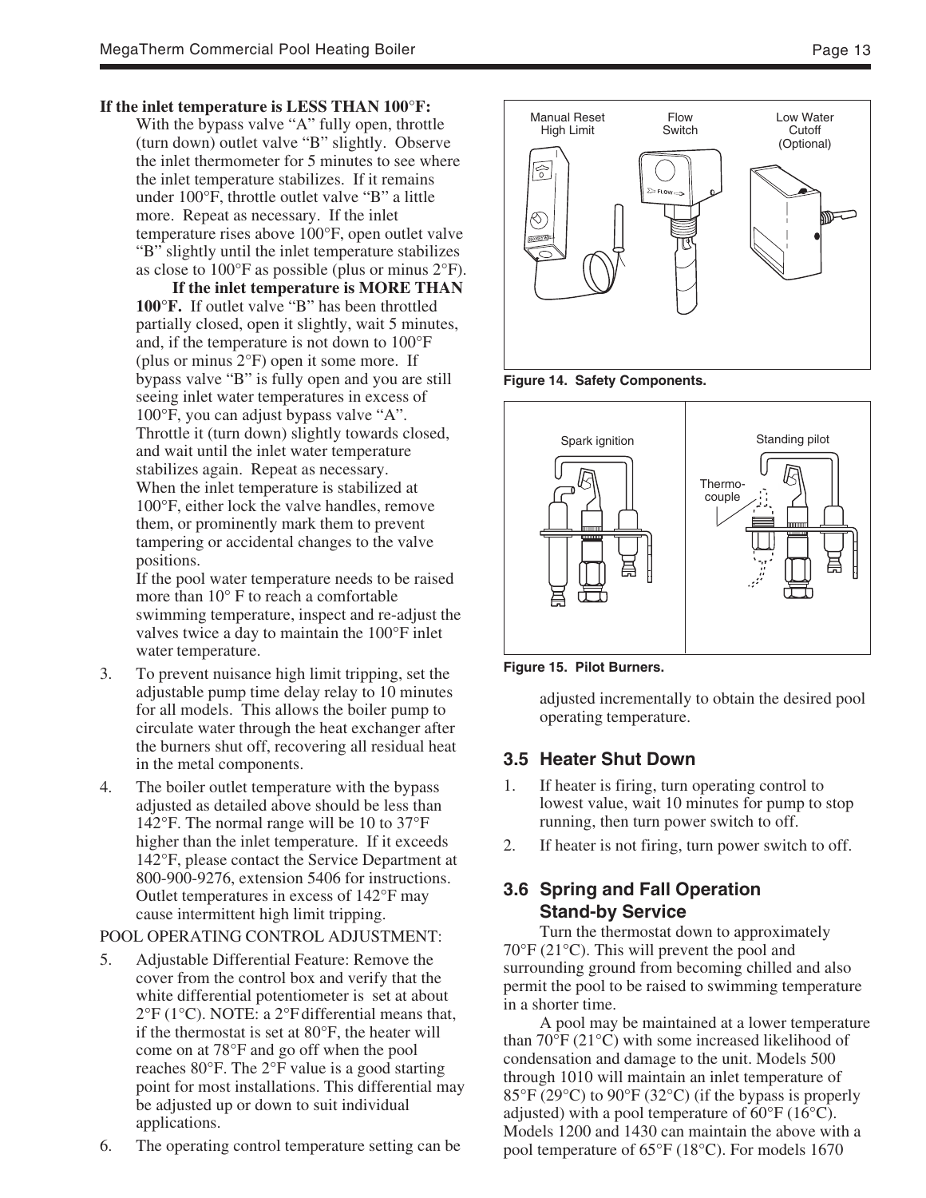**If the inlet temperature is LESS THAN 100°F:**

With the bypass valve "A" fully open, throttle (turn down) outlet valve "B" slightly. Observe the inlet thermometer for 5 minutes to see where the inlet temperature stabilizes. If it remains under 100°F, throttle outlet valve "B" a little more. Repeat as necessary. If the inlet temperature rises above 100°F, open outlet valve "B" slightly until the inlet temperature stabilizes as close to 100°F as possible (plus or minus 2°F).

**If the inlet temperature is MORE THAN 100°F.** If outlet valve "B" has been throttled partially closed, open it slightly, wait 5 minutes, and, if the temperature is not down to 100°F (plus or minus 2°F) open it some more. If bypass valve "B" is fully open and you are still seeing inlet water temperatures in excess of 100°F, you can adjust bypass valve "A". Throttle it (turn down) slightly towards closed, and wait until the inlet water temperature stabilizes again. Repeat as necessary.

When the inlet temperature is stabilized at 100°F, either lock the valve handles, remove them, or prominently mark them to prevent tampering or accidental changes to the valve positions.

If the pool water temperature needs to be raised more than 10° F to reach a comfortable swimming temperature, inspect and re-adjust the valves twice a day to maintain the 100°F inlet water temperature.

3. To prevent nuisance high limit tripping, set the adjustable pump time delay relay to 10 minutes for all models. This allows the boiler pump to circulate water through the heat exchanger after the burners shut off, recovering all residual heat in the metal components.
4. The boiler outlet temperature with the bypass adjusted as detailed above should be less than 142°F. The normal range will be 10 to 37°F higher than the inlet temperature. If it exceeds 142°F, please contact the Service Department at 800-900-9276, extension 5406 for instructions. Outlet temperatures in excess of 142°F may cause intermittent high limit tripping.

POOL OPERATING CONTROL ADJUSTMENT:

5. Adjustable Differential Feature: Remove the cover from the control box and verify that the white differential potentiometer is set at about 2°F (1°C). NOTE: a 2°F differential means that, if the thermostat is set at 80°F, the heater will come on at 78°F and go off when the pool reaches 80°F. The 2°F value is a good starting point for most installations. This differential may be adjusted up or down to suit individual applications.
6. The operating control temperature setting can be adjusted incrementally to obtain the desired pool operating temperature.

Manual Reset High Limit | Flow Switch | Low Water Cutoff (Optional)

**Figure 14. Safety Components.**

Spark ignition | Standing pilot | Thermo-couple

**Figure 15. Pilot Burners.**

## 3.5 Heater Shut Down

1. If heater is firing, turn operating control to lowest value, wait 10 minutes for pump to stop running, then turn power switch to off.
2. If heater is not firing, turn power switch to off.

## 3.6 Spring and Fall Operation Stand-by Service

Turn the thermostat down to approximately 70°F (21°C). This will prevent the pool and surrounding ground from becoming chilled and also permit the pool to be raised to swimming temperature in a shorter time.

A pool may be maintained at a lower temperature than 70°F (21°C) with some increased likelihood of condensation and damage to the unit. Models 500 through 1010 will maintain an inlet temperature of 85°F (29°C) to 90°F (32°C) (if the bypass is properly adjusted) with a pool temperature of 60°F (16°C). Models 1200 and 1430 can maintain the above with a pool temperature of 65°F (18°C). For models 1670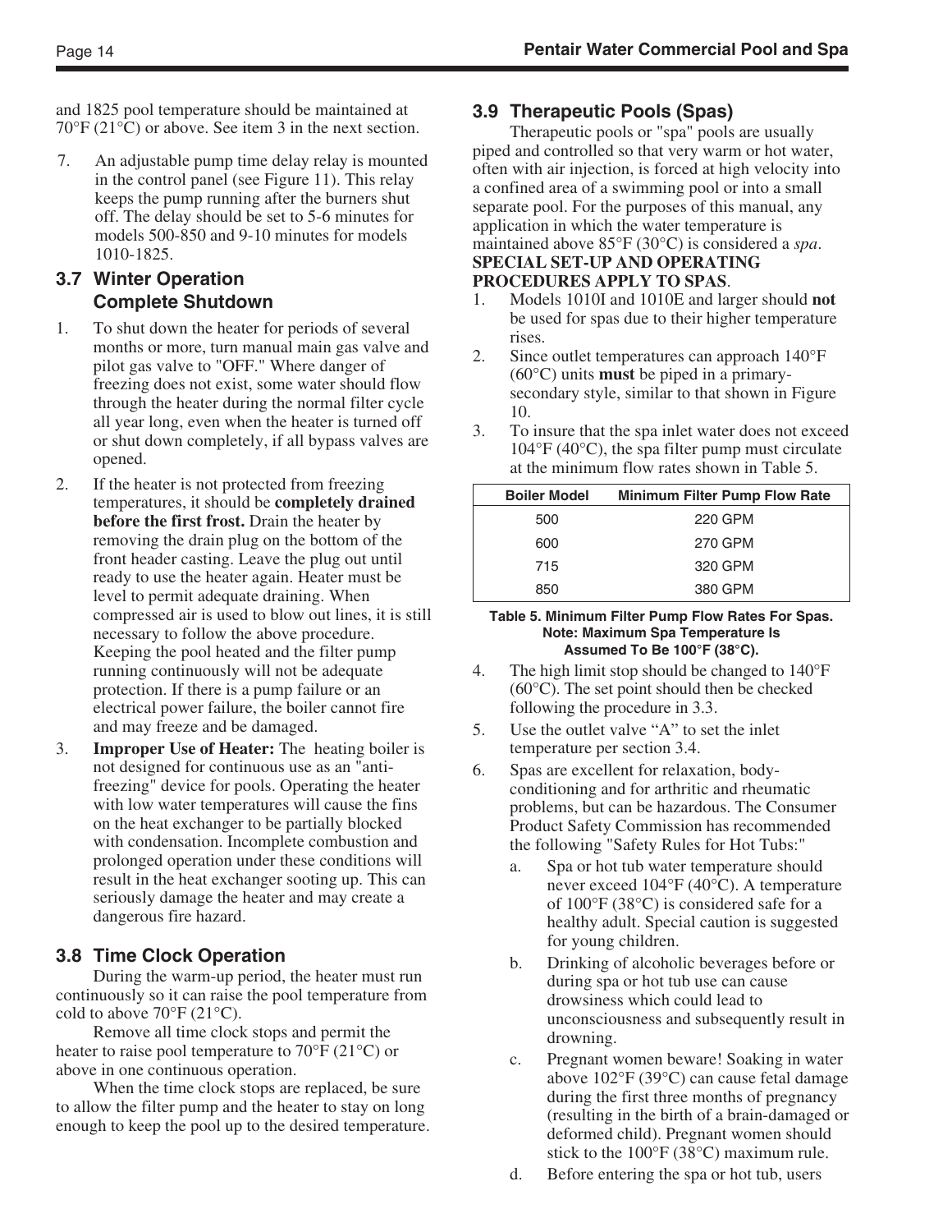and 1825 pool temperature should be maintained at 70°F (21°C) or above. See item 3 in the next section.

7. An adjustable pump time delay relay is mounted in the control panel (see Figure 11). This relay keeps the pump running after the burners shut off. The delay should be set to 5-6 minutes for models 500-850 and 9-10 minutes for models 1010-1825.

## 3.7 Winter Operation Complete Shutdown

1. To shut down the heater for periods of several months or more, turn manual main gas valve and pilot gas valve to "OFF." Where danger of freezing does not exist, some water should flow through the heater during the normal filter cycle all year long, even when the heater is turned off or shut down completely, if all bypass valves are opened.
2. If the heater is not protected from freezing temperatures, it should be **completely drained before the first frost.** Drain the heater by removing the drain plug on the bottom of the front header casting. Leave the plug out until ready to use the heater again. Heater must be level to permit adequate draining. When compressed air is used to blow out lines, it is still necessary to follow the above procedure. Keeping the pool heated and the filter pump running continuously will not be adequate protection. If there is a pump failure or an electrical power failure, the boiler cannot fire and may freeze and be damaged.
3. **Improper Use of Heater:** The heating boiler is not designed for continuous use as an "anti-freezing" device for pools. Operating the heater with low water temperatures will cause the fins on the heat exchanger to be partially blocked with condensation. Incomplete combustion and prolonged operation under these conditions will result in the heat exchanger sooting up. This can seriously damage the heater and may create a dangerous fire hazard.

## 3.8 Time Clock Operation

During the warm-up period, the heater must run continuously so it can raise the pool temperature from cold to above 70°F (21°C).

Remove all time clock stops and permit the heater to raise pool temperature to 70°F (21°C) or above in one continuous operation.

When the time clock stops are replaced, be sure to allow the filter pump and the heater to stay on long enough to keep the pool up to the desired temperature.

## 3.9 Therapeutic Pools (Spas)

Therapeutic pools or "spa" pools are usually piped and controlled so that very warm or hot water, often with air injection, is forced at high velocity into a confined area of a swimming pool or into a small separate pool. For the purposes of this manual, any application in which the water temperature is maintained above 85°F (30°C) is considered a *spa*.

**SPECIAL SET-UP AND OPERATING PROCEDURES APPLY TO SPAS**.

1. Models 1010I and 1010E and larger should **not** be used for spas due to their higher temperature rises.
2. Since outlet temperatures can approach 140°F (60°C) units **must** be piped in a primary-secondary style, similar to that shown in Figure 10.
3. To insure that the spa inlet water does not exceed 104°F (40°C), the spa filter pump must circulate at the minimum flow rates shown in Table 5.

| Boiler Model | Minimum Filter Pump Flow Rate |
|---|---|
| 500 | 220 GPM |
| 600 | 270 GPM |
| 715 | 320 GPM |
| 850 | 380 GPM |

**Table 5. Minimum Filter Pump Flow Rates For Spas. Note: Maximum Spa Temperature Is Assumed To Be 100°F (38°C).**

4. The high limit stop should be changed to 140°F (60°C). The set point should then be checked following the procedure in 3.3.
5. Use the outlet valve "A" to set the inlet temperature per section 3.4.
6. Spas are excellent for relaxation, body-conditioning and for arthritic and rheumatic problems, but can be hazardous. The Consumer Product Safety Commission has recommended the following "Safety Rules for Hot Tubs:"
   a. Spa or hot tub water temperature should never exceed 104°F (40°C). A temperature of 100°F (38°C) is considered safe for a healthy adult. Special caution is suggested for young children.
   b. Drinking of alcoholic beverages before or during spa or hot tub use can cause drowsiness which could lead to unconsciousness and subsequently result in drowning.
   c. Pregnant women beware! Soaking in water above 102°F (39°C) can cause fetal damage during the first three months of pregnancy (resulting in the birth of a brain-damaged or deformed child). Pregnant women should stick to the 100°F (38°C) maximum rule.
   d. Before entering the spa or hot tub, users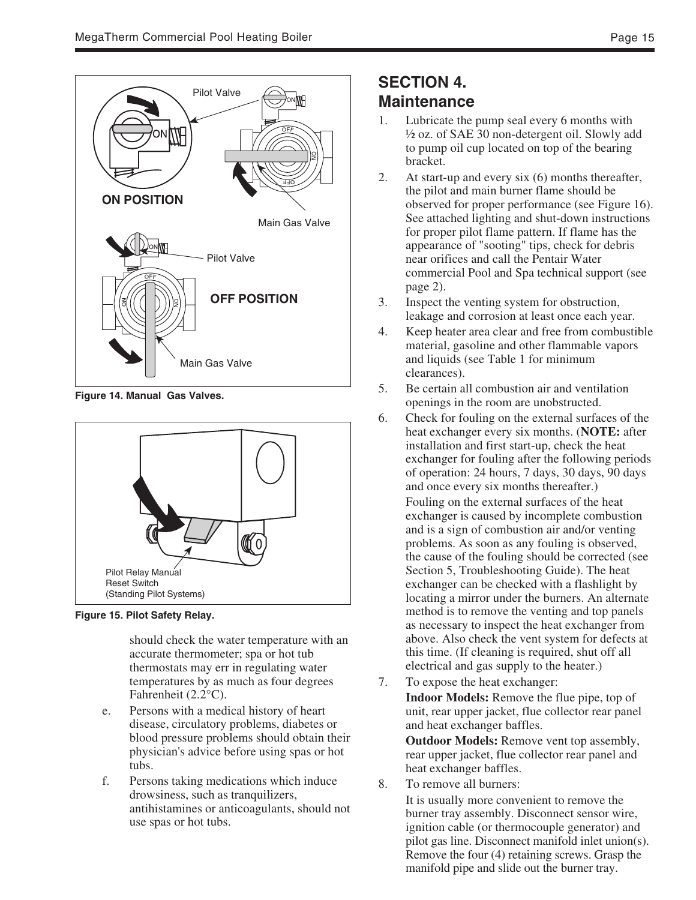Figure 14. Manual Gas Valves.

Figure 15. Pilot Safety Relay.

should check the water temperature with an accurate thermometer; spa or hot tub thermostats may err in regulating water temperatures by as much as four degrees Fahrenheit (2.2°C).

e. Persons with a medical history of heart disease, circulatory problems, diabetes or blood pressure problems should obtain their physician's advice before using spas or hot tubs.

f. Persons taking medications which induce drowsiness, such as tranquilizers, antihistamines or anticoagulants, should not use spas or hot tubs.

## SECTION 4. Maintenance

1. Lubricate the pump seal every 6 months with ½ oz. of SAE 30 non-detergent oil. Slowly add to pump oil cup located on top of the bearing bracket.
2. At start-up and every six (6) months thereafter, the pilot and main burner flame should be observed for proper performance (see Figure 16). See attached lighting and shut-down instructions for proper pilot flame pattern. If flame has the appearance of "sooting" tips, check for debris near orifices and call the Pentair Water commercial Pool and Spa technical support (see page 2).
3. Inspect the venting system for obstruction, leakage and corrosion at least once each year.
4. Keep heater area clear and free from combustible material, gasoline and other flammable vapors and liquids (see Table 1 for minimum clearances).
5. Be certain all combustion air and ventilation openings in the room are unobstructed.
6. Check for fouling on the external surfaces of the heat exchanger every six months. (**NOTE:** after installation and first start-up, check the heat exchanger for fouling after the following periods of operation: 24 hours, 7 days, 30 days, 90 days and once every six months thereafter.)

   Fouling on the external surfaces of the heat exchanger is caused by incomplete combustion and is a sign of combustion air and/or venting problems. As soon as any fouling is observed, the cause of the fouling should be corrected (see Section 5, Troubleshooting Guide). The heat exchanger can be checked with a flashlight by locating a mirror under the burners. An alternate method is to remove the venting and top panels as necessary to inspect the heat exchanger from above. Also check the vent system for defects at this time. (If cleaning is required, shut off all electrical and gas supply to the heater.)
7. To expose the heat exchanger:

   **Indoor Models:** Remove the flue pipe, top of unit, rear upper jacket, flue collector rear panel and heat exchanger baffles.

   **Outdoor Models:** Remove vent top assembly, rear upper jacket, flue collector rear panel and heat exchanger baffles.
8. To remove all burners:

   It is usually more convenient to remove the burner tray assembly. Disconnect sensor wire, ignition cable (or thermocouple generator) and pilot gas line. Disconnect manifold inlet union(s). Remove the four (4) retaining screws. Grasp the manifold pipe and slide out the burner tray.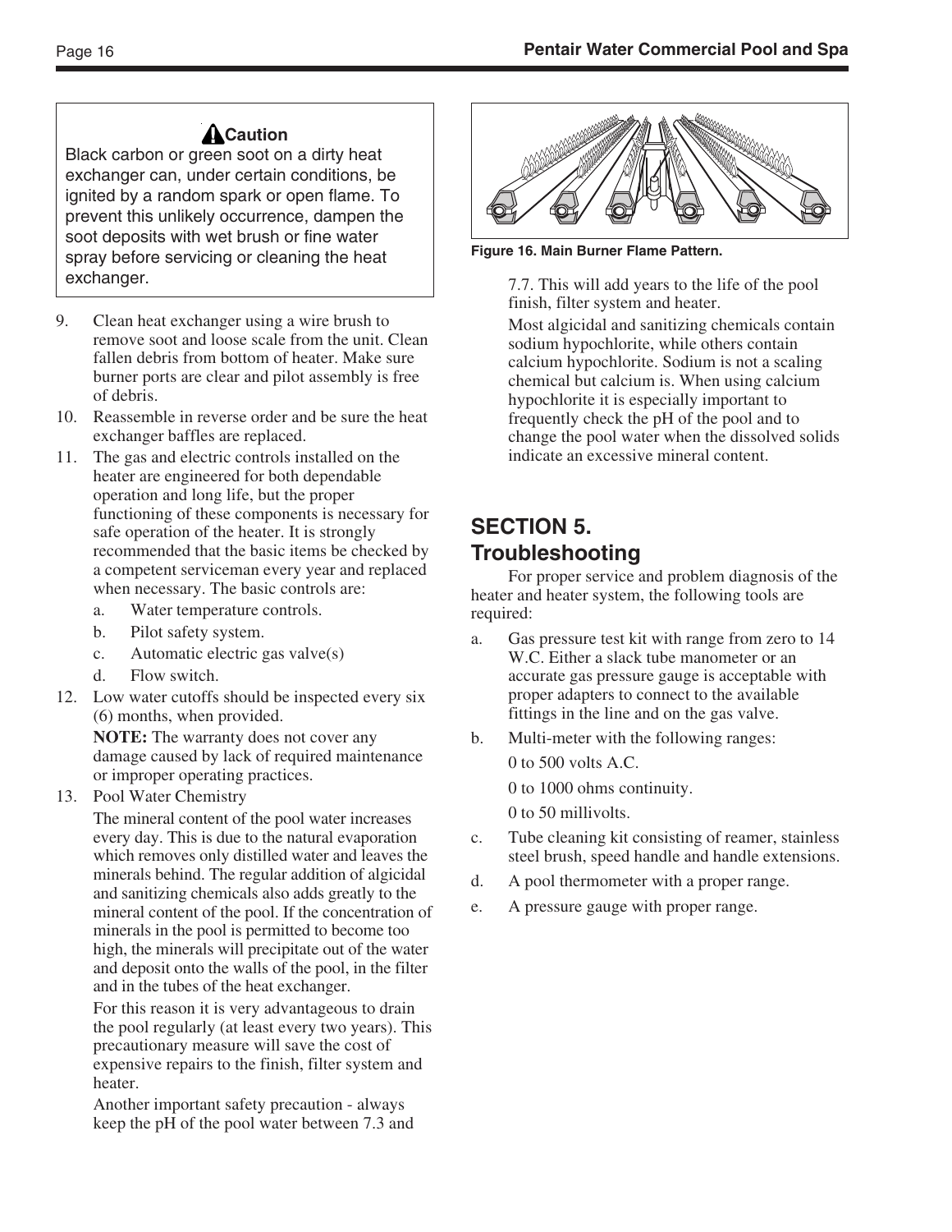**⚠ Caution**

Black carbon or green soot on a dirty heat exchanger can, under certain conditions, be ignited by a random spark or open flame. To prevent this unlikely occurrence, dampen the soot deposits with wet brush or fine water spray before servicing or cleaning the heat exchanger.

9. Clean heat exchanger using a wire brush to remove soot and loose scale from the unit. Clean fallen debris from bottom of heater. Make sure burner ports are clear and pilot assembly is free of debris.
10. Reassemble in reverse order and be sure the heat exchanger baffles are replaced.
11. The gas and electric controls installed on the heater are engineered for both dependable operation and long life, but the proper functioning of these components is necessary for safe operation of the heater. It is strongly recommended that the basic items be checked by a competent serviceman every year and replaced when necessary. The basic controls are:
    a. Water temperature controls.
    b. Pilot safety system.
    c. Automatic electric gas valve(s)
    d. Flow switch.
12. Low water cutoffs should be inspected every six (6) months, when provided.

    **NOTE:** The warranty does not cover any damage caused by lack of required maintenance or improper operating practices.
13. Pool Water Chemistry

    The mineral content of the pool water increases every day. This is due to the natural evaporation which removes only distilled water and leaves the minerals behind. The regular addition of algicidal and sanitizing chemicals also adds greatly to the mineral content of the pool. If the concentration of minerals in the pool is permitted to become too high, the minerals will precipitate out of the water and deposit onto the walls of the pool, in the filter and in the tubes of the heat exchanger.

    For this reason it is very advantageous to drain the pool regularly (at least every two years). This precautionary measure will save the cost of expensive repairs to the finish, filter system and heater.

    Another important safety precaution - always keep the pH of the pool water between 7.3 and 7.7. This will add years to the life of the pool finish, filter system and heater.

    Most algicidal and sanitizing chemicals contain sodium hypochlorite, while others contain calcium hypochlorite. Sodium is not a scaling chemical but calcium is. When using calcium hypochlorite it is especially important to frequently check the pH of the pool and to change the pool water when the dissolved solids indicate an excessive mineral content.

**Figure 16. Main Burner Flame Pattern.**

## SECTION 5. Troubleshooting

For proper service and problem diagnosis of the heater and heater system, the following tools are required:

a. Gas pressure test kit with range from zero to 14 W.C. Either a slack tube manometer or an accurate gas pressure gauge is acceptable with proper adapters to connect to the available fittings in the line and on the gas valve.
b. Multi-meter with the following ranges:

   0 to 500 volts A.C.

   0 to 1000 ohms continuity.

   0 to 50 millivolts.
c. Tube cleaning kit consisting of reamer, stainless steel brush, speed handle and handle extensions.
d. A pool thermometer with a proper range.
e. A pressure gauge with proper range.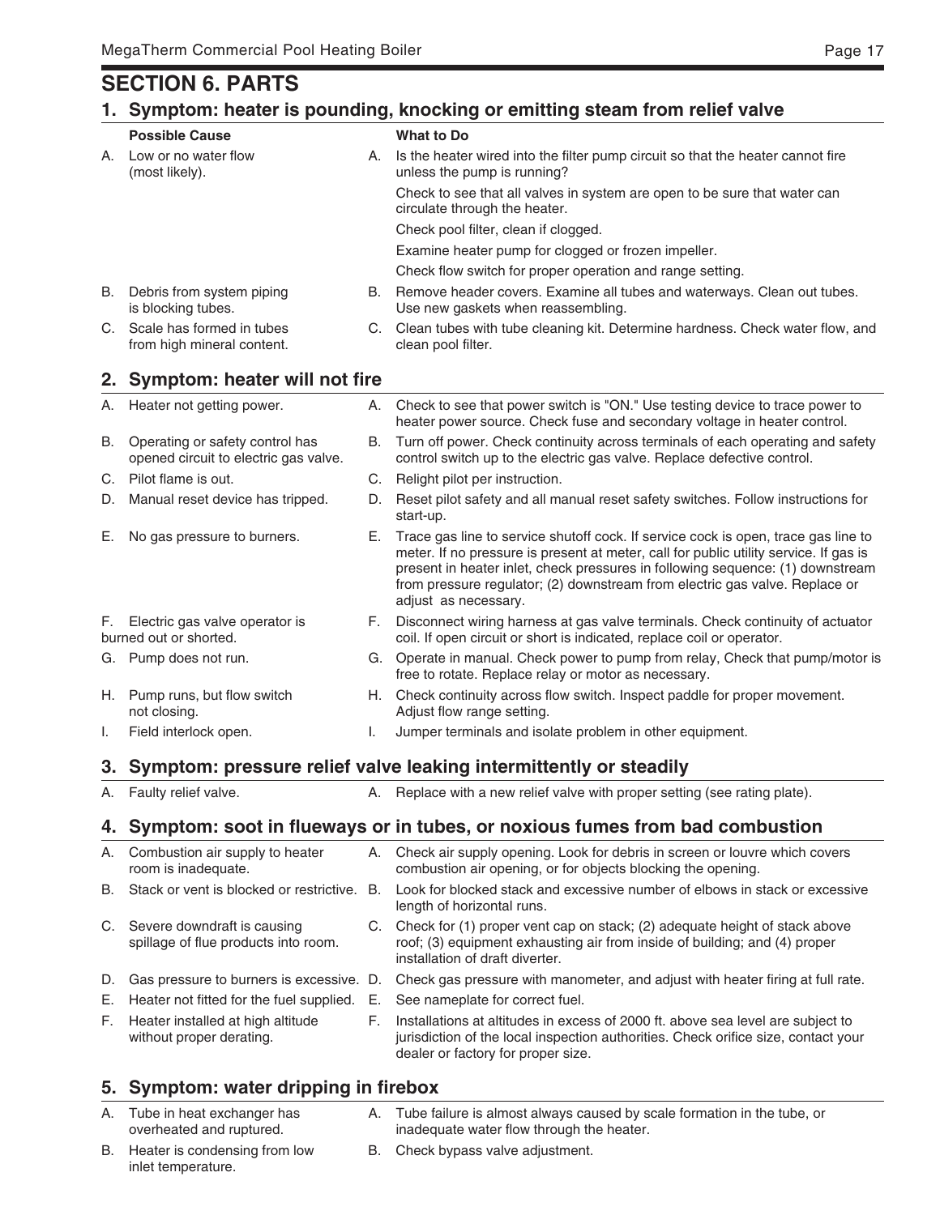# SECTION 6. PARTS

## 1. Symptom: heater is pounding, knocking or emitting steam from relief valve

| Possible Cause | What to Do |
|---|---|
| A. Low or no water flow (most likely). | A. Is the heater wired into the filter pump circuit so that the heater cannot fire unless the pump is running? Check to see that all valves in system are open to be sure that water can circulate through the heater. Check pool filter, clean if clogged. Examine heater pump for clogged or frozen impeller. Check flow switch for proper operation and range setting. |
| B. Debris from system piping is blocking tubes. | B. Remove header covers. Examine all tubes and waterways. Clean out tubes. Use new gaskets when reassembling. |
| C. Scale has formed in tubes from high mineral content. | C. Clean tubes with tube cleaning kit. Determine hardness. Check water flow, and clean pool filter. |

## 2. Symptom: heater will not fire

| Possible Cause | What to Do |
|---|---|
| A. Heater not getting power. | A. Check to see that power switch is "ON." Use testing device to trace power to heater power source. Check fuse and secondary voltage in heater control. |
| B. Operating or safety control has opened circuit to electric gas valve. | B. Turn off power. Check continuity across terminals of each operating and safety control switch up to the electric gas valve. Replace defective control. |
| C. Pilot flame is out. | C. Relight pilot per instruction. |
| D. Manual reset device has tripped. | D. Reset pilot safety and all manual reset safety switches. Follow instructions for start-up. |
| E. No gas pressure to burners. | E. Trace gas line to service shutoff cock. If service cock is open, trace gas line to meter. If no pressure is present at meter, call for public utility service. If gas is present in heater inlet, check pressures in following sequence: (1) downstream from pressure regulator; (2) downstream from electric gas valve. Replace or adjust as necessary. |
| F. Electric gas valve operator is burned out or shorted. | F. Disconnect wiring harness at gas valve terminals. Check continuity of actuator coil. If open circuit or short is indicated, replace coil or operator. |
| G. Pump does not run. | G. Operate in manual. Check power to pump from relay, Check that pump/motor is free to rotate. Replace relay or motor as necessary. |
| H. Pump runs, but flow switch not closing. | H. Check continuity across flow switch. Inspect paddle for proper movement. Adjust flow range setting. |
| I. Field interlock open. | I. Jumper terminals and isolate problem in other equipment. |

## 3. Symptom: pressure relief valve leaking intermittently or steadily

| Possible Cause | What to Do |
|---|---|
| A. Faulty relief valve. | A. Replace with a new relief valve with proper setting (see rating plate). |

## 4. Symptom: soot in flueways or in tubes, or noxious fumes from bad combustion

| Possible Cause | What to Do |
|---|---|
| A. Combustion air supply to heater room is inadequate. | A. Check air supply opening. Look for debris in screen or louvre which covers combustion air opening, or for objects blocking the opening. |
| B. Stack or vent is blocked or restrictive. | B. Look for blocked stack and excessive number of elbows in stack or excessive length of horizontal runs. |
| C. Severe downdraft is causing spillage of flue products into room. | C. Check for (1) proper vent cap on stack; (2) adequate height of stack above roof; (3) equipment exhausting air from inside of building; and (4) proper installation of draft diverter. |
| D. Gas pressure to burners is excessive. | D. Check gas pressure with manometer, and adjust with heater firing at full rate. |
| E. Heater not fitted for the fuel supplied. | E. See nameplate for correct fuel. |
| F. Heater installed at high altitude without proper derating. | F. Installations at altitudes in excess of 2000 ft. above sea level are subject to jurisdiction of the local inspection authorities. Check orifice size, contact your dealer or factory for proper size. |

## 5. Symptom: water dripping in firebox

| Possible Cause | What to Do |
|---|---|
| A. Tube in heat exchanger has overheated and ruptured. | A. Tube failure is almost always caused by scale formation in the tube, or inadequate water flow through the heater. |
| B. Heater is condensing from low inlet temperature. | B. Check bypass valve adjustment. |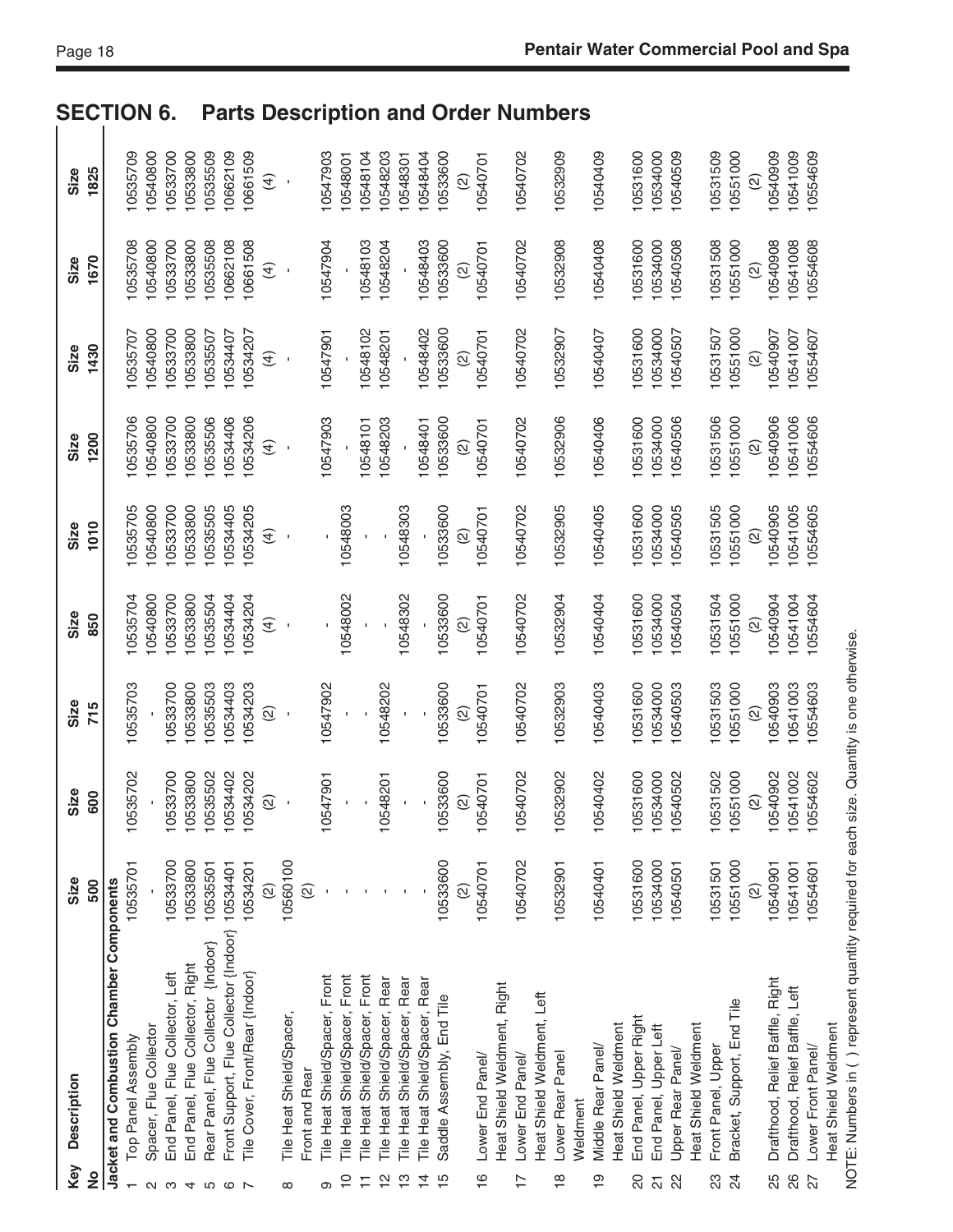# SECTION 6. Parts Description and Order Numbers

| Key No | Description | Size 500 | Size 600 | Size 715 | Size 850 | Size 1010 | Size 1200 | Size 1430 | Size 1670 | Size 1825 |
|---|---|---|---|---|---|---|---|---|---|---|
| **Jacket and Combustion Chamber Components** | | | | | | | | | | |
| 1 | Top Panel Assembly | 10535701 | 10535702 | 10535703 | 10535704 | 10535705 | 10535706 | 10535707 | 10535708 | 10535709 |
| 2 | Spacer, Flue Collector | - | - | - | 10540800 | 10540800 | 10540800 | 10540800 | 10540800 | 10540800 |
| 3 | End Panel, Flue Collector, Left | 10533700 | 10533700 | 10533700 | 10533700 | 10533700 | 10533700 | 10533700 | 10533700 | 10533700 |
| 4 | End Panel, Flue Collector, Right | 10533800 | 10533800 | 10533800 | 10533800 | 10533800 | 10533800 | 10533800 | 10533800 | 10533800 |
| 5 | Rear Panel, Flue Collector {Indoor} | 10535501 | 10535502 | 10535503 | 10535504 | 10535505 | 10535506 | 10535507 | 10535508 | 10535509 |
| 6 | Front Support, Flue Collector {Indoor} | 10534401 | 10534402 | 10534403 | 10534404 | 10534405 | 10534406 | 10534407 | 10662108 | 10662109 |
| 7 | Tile Cover, Front/Rear {Indoor} | 10534201 (2) | 10534202 (2) | 10534203 (2) | 10534204 (4) | 10534205 (4) | 10534206 (4) | 10534207 (4) | 10661508 (4) | 10661509 (4) |
| 8 | Tile Heat Shield/Spacer, Front and Rear | 10560100 (2) | - | - | - | - | - | - | - | - |
| 9 | Tile Heat Shield/Spacer, Front | - | 10547901 | 10547902 | - | - | 10547903 | 10547901 | 10547904 | 10547903 |
| 10 | Tile Heat Shield/Spacer, Front | - | - | - | 10548002 | 10548003 | - | - | - | 10548001 |
| 11 | Tile Heat Shield/Spacer, Front | - | - | - | - | - | 10548101 | 10548102 | 10548103 | 10548104 |
| 12 | Tile Heat Shield/Spacer, Rear | - | 10548201 | 10548202 | - | - | 10548203 | 10548201 | 10548204 | 10548203 |
| 13 | Tile Heat Shield/Spacer, Rear | - | - | - | 10548302 | 10548303 | - | - | - | 10548301 |
| 14 | Tile Heat Shield/Spacer, Rear | - | - | - | - | - | 10548401 | 10548402 | 10548403 | 10548404 |
| 15 | Saddle Assembly, End Tile | 10533600 (2) | 10533600 (2) | 10533600 (2) | 10533600 (2) | 10533600 (2) | 10533600 (2) | 10533600 (2) | 10533600 (2) | 10533600 (2) |
| 16 | Lower End Panel/ Heat Shield Weldment, Right | 10540701 | 10540701 | 10540701 | 10540701 | 10540701 | 10540701 | 10540701 | 10540701 | 10540701 |
| 17 | Lower End Panel/ Heat Shield Weldment, Left | 10540702 | 10540702 | 10540702 | 10540702 | 10540702 | 10540702 | 10540702 | 10540702 | 10540702 |
| 18 | Lower Rear Panel Weldment | 10532901 | 10532902 | 10532903 | 10532904 | 10532905 | 10532906 | 10532907 | 10532908 | 10532909 |
| 19 | Middle Rear Panel/ Heat Shield Weldment | 10540401 | 10540402 | 10540403 | 10540404 | 10540405 | 10540406 | 10540407 | 10540408 | 10540409 |
| 20 | End Panel, Upper Right | 10531600 | 10531600 | 10531600 | 10531600 | 10531600 | 10531600 | 10531600 | 10531600 | 10531600 |
| 21 | End Panel, Upper Left | 10534000 | 10534000 | 10534000 | 10534000 | 10534000 | 10534000 | 10534000 | 10534000 | 10534000 |
| 22 | Upper Rear Panel/ Heat Shield Weldment | 10540501 | 10540502 | 10540503 | 10540504 | 10540505 | 10540506 | 10540507 | 10540508 | 10540509 |
| 23 | Front Panel, Upper | 10531501 | 10531502 | 10531503 | 10531504 | 10531505 | 10531506 | 10531507 | 10531508 | 10531509 |
| 24 | Bracket, Support, End Tile | 10551000 (2) | 10551000 (2) | 10551000 (2) | 10551000 (2) | 10551000 (2) | 10551000 (2) | 10551000 (2) | 10551000 (2) | 10551000 (2) |
| 25 | Drafthood, Relief Baffle, Right | 10540901 | 10540902 | 10540903 | 10540904 | 10540905 | 10540906 | 10540907 | 10540908 | 10540909 |
| 26 | Drafthood, Relief Baffle, Left | 10541001 | 10541002 | 10541003 | 10541004 | 10541005 | 10541006 | 10541007 | 10541008 | 10541009 |
| 27 | Lower Front Panel/ Heat Shield Weldment | 10554601 | 10554602 | 10554603 | 10554604 | 10554605 | 10554606 | 10554607 | 10554608 | 10554609 |

NOTE: Numbers in ( ) represent quantity required for each size. Quantity is one otherwise.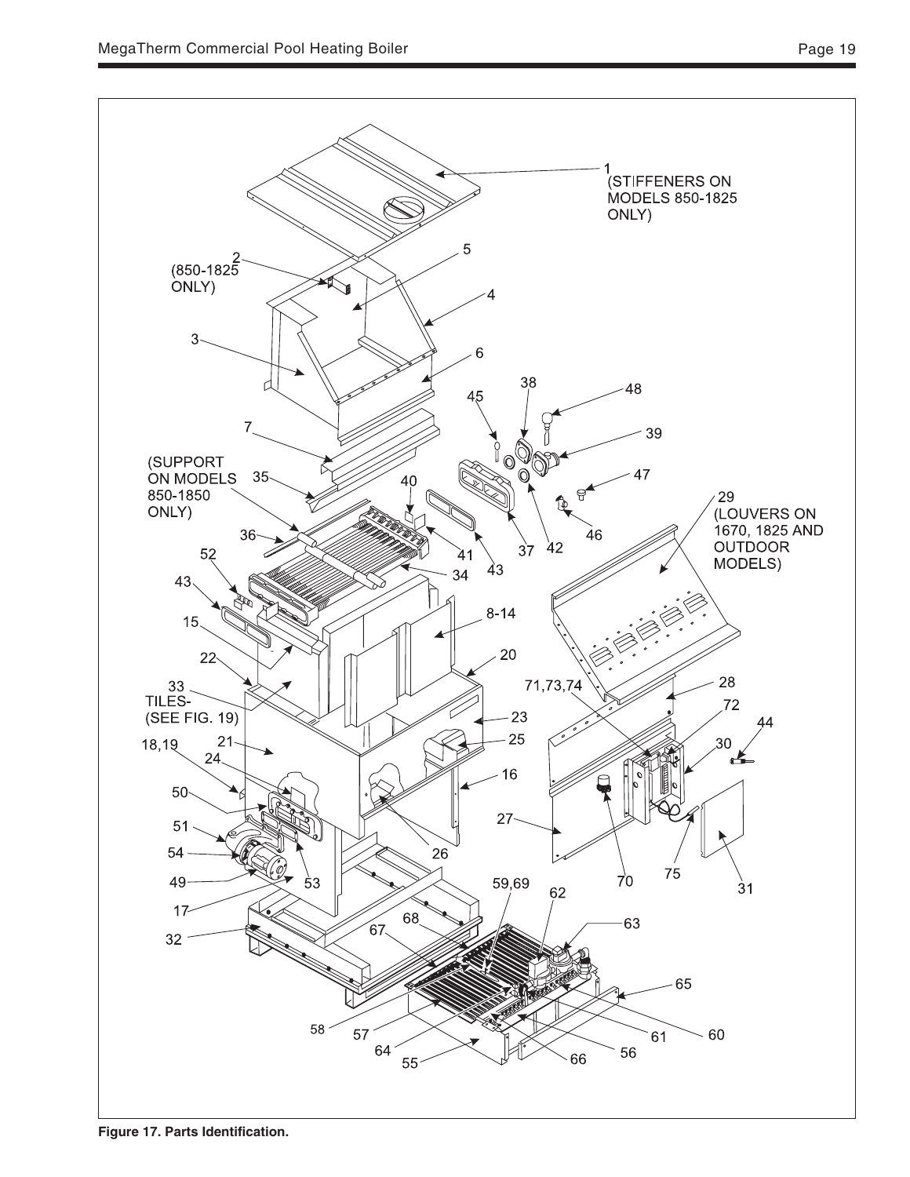1
(STIFFENERS ON MODELS 850-1825 ONLY)

2
(850-1825 ONLY)

5

4

3

6

38

48

45

39

7

(SUPPORT ON MODELS 850-1850 ONLY)

35

40

47

29
(LOUVERS ON 1670, 1825 AND OUTDOOR MODELS)

46

36

41

37

42

43

52

34

43

8-14

15

22

20

33
TILES-
(SEE FIG. 19)

71,73,74

28

72

23

44

18,19

21

25

30

24

50

16

27

51

54

26

49

53

70

75

31

59,69

62

17

68

63

67

32

65

58

57

61

60

64

56

55

66

**Figure 17. Parts Identification.**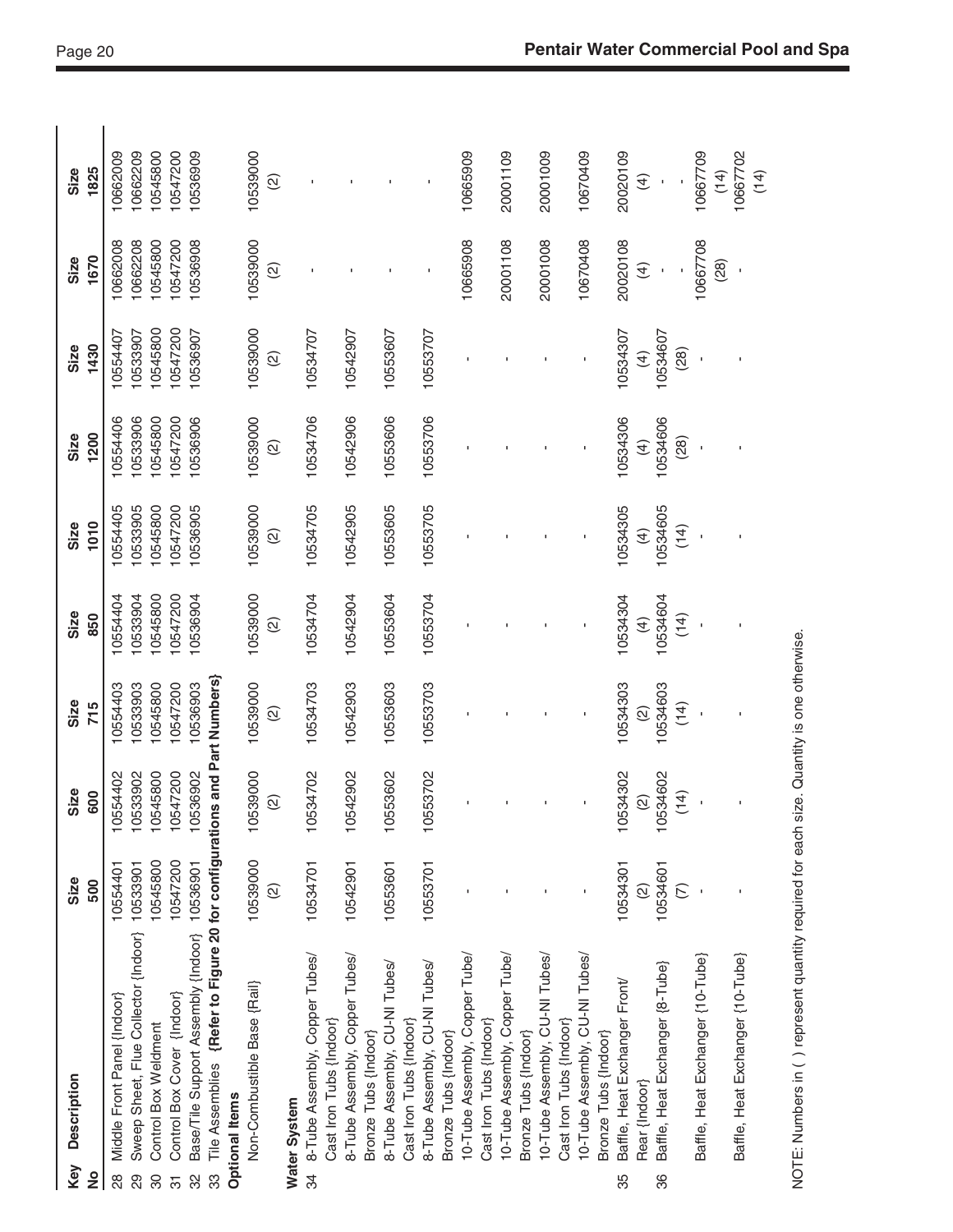| Key No | Description | Size 500 | Size 600 | Size 715 | Size 850 | Size 1010 | Size 1200 | Size 1430 | Size 1670 | Size 1825 |
|---|---|---|---|---|---|---|---|---|---|---|
| 28 | Middle Front Panel {Indoor} | 10554401 | 10554402 | 10554403 | 10554404 | 10554405 | 10554406 | 10554407 | 10662008 | 10662009 |
| 29 | Sweep Sheet, Flue Collector {Indoor} | 10533901 | 10533902 | 10533903 | 10533904 | 10533905 | 10533906 | 10533907 | 10662208 | 10662209 |
| 30 | Control Box Weldment | 10545800 | 10545800 | 10545800 | 10545800 | 10545800 | 10545800 | 10545800 | 10545800 | 10545800 |
| 31 | Control Box Cover {Indoor} | 10547200 | 10547200 | 10547200 | 10547200 | 10547200 | 10547200 | 10547200 | 10547200 | 10547200 |
| 32 | Base/Tile Support Assembly {Indoor} | 10536901 | 10536902 | 10536903 | 10536904 | 10536905 | 10536906 | 10536907 | 10536908 | 10536909 |
| 33 | Tile Assemblies **{Refer to Figure 20 for configurations and Part Numbers}** | | | | | | | | | |
| | **Optional Items** | | | | | | | | | |
| | Non-Combustible Base {Rail} | 10539000 (2) | 10539000 (2) | 10539000 (2) | 10539000 (2) | 10539000 (2) | 10539000 (2) | 10539000 (2) | 10539000 (2) | 10539000 (2) |
| | **Water System** | | | | | | | | | |
| 34 | 8-Tube Assembly, Copper Tubes/ Cast Iron Tubs {Indoor} | 10534701 | 10534702 | 10534703 | 10534704 | 10534705 | 10534706 | 10534707 | - | - |
| | 8-Tube Assembly, Copper Tubes/ Bronze Tubs {Indoor} | 10542901 | 10542902 | 10542903 | 10542904 | 10542905 | 10542906 | 10542907 | - | - |
| | 8-Tube Assembly, CU-NI Tubes/ Cast Iron Tubs {Indoor} | 10553601 | 10553602 | 10553603 | 10553604 | 10553605 | 10553606 | 10553607 | - | - |
| | 8-Tube Assembly, CU-NI Tubes/ Bronze Tubs {Indoor} | 10553701 | 10553702 | 10553703 | 10553704 | 10553705 | 10553706 | 10553707 | - | - |
| | 10-Tube Assembly, Copper Tube/ Cast Iron Tubs {Indoor} | - | - | - | - | - | - | - | 10665908 | 10665909 |
| | 10-Tube Assembly, Copper Tube/ Bronze Tubs {Indoor} | - | - | - | - | - | - | - | 20001108 | 20001109 |
| | 10-Tube Assembly, CU-NI Tubes/ Cast Iron Tubs {Indoor} | - | - | - | - | - | - | - | 20001008 | 20001009 |
| | 10-Tube Assembly, CU-NI Tubes/ Bronze Tubs {Indoor} | - | - | - | - | - | - | - | 10670408 | 10670409 |
| 35 | Baffle, Heat Exchanger Front/ Rear {Indoor} | 10534301 (2) | 10534302 (2) | 10534303 (2) | 10534304 (4) | 10534305 (4) | 10534306 (4) | 10534307 (4) | 20020108 (4) | 20020109 (4) |
| 36 | Baffle, Heat Exchanger {8-Tube} | 10534601 (7) | 10534602 (14) | 10534603 (14) | 10534604 (14) | 10534605 (14) | 10534606 (28) | 10534607 (28) | - | - |
| | Baffle, Heat Exchanger {10-Tube} | - | - | - | - | - | - | - | 10667708 (28) | 10667709 (14) |
| | Baffle, Heat Exchanger {10-Tube} | - | - | - | - | - | - | - | - | 10667702 (14) |

NOTE: Numbers in ( ) represent quantity required for each size. Quantity is one otherwise.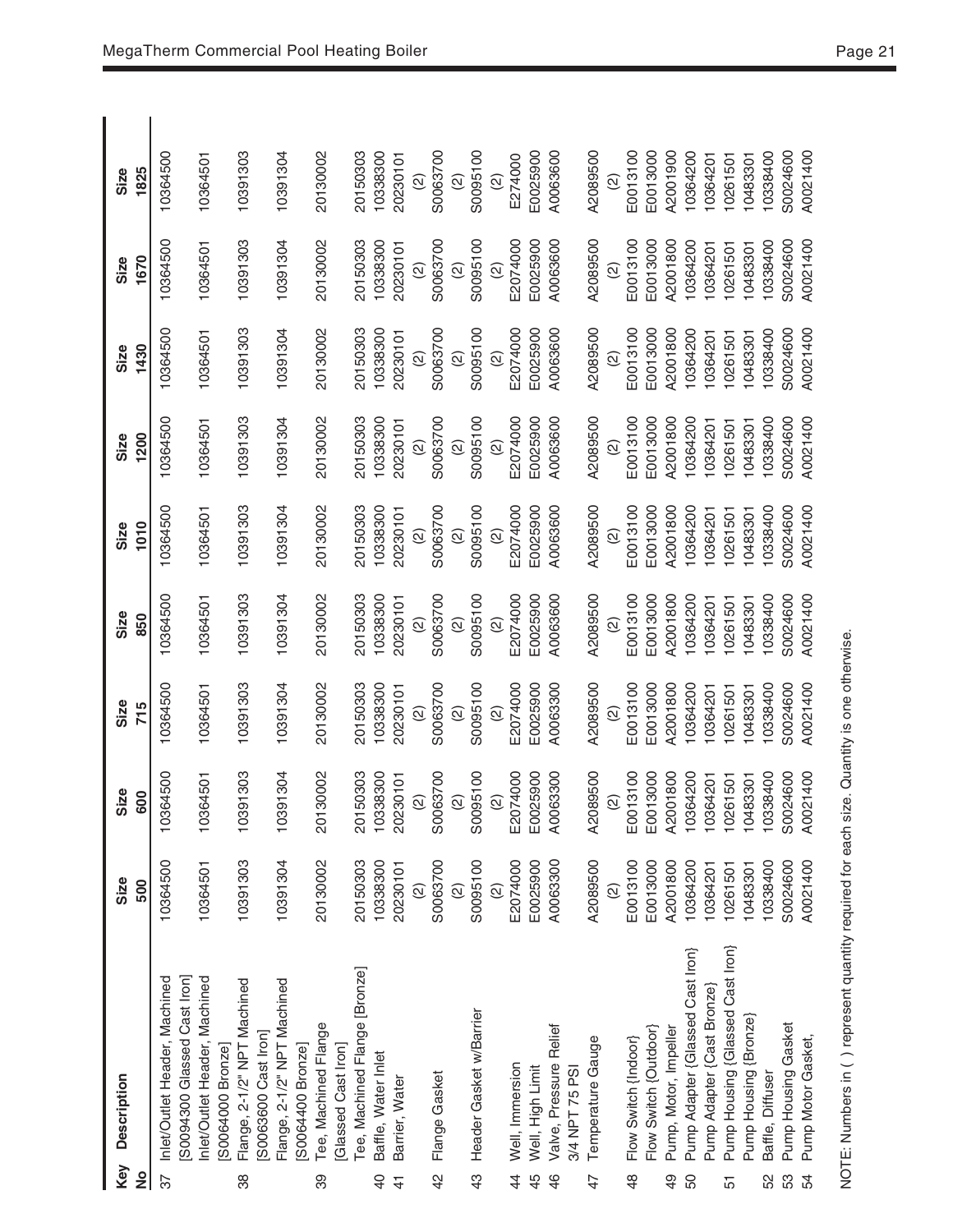| Key No | Description | Size 500 | Size 600 | Size 715 | Size 850 | Size 1010 | Size 1200 | Size 1430 | Size 1670 | Size 1825 |
|---|---|---|---|---|---|---|---|---|---|---|
| 37 | Inlet/Outlet Header, Machined [S0094300 Glassed Cast Iron] | 10364500 | 10364500 | 10364500 | 10364500 | 10364500 | 10364500 | 10364500 | 10364500 | 10364500 |
| | Inlet/Outlet Header, Machined [S0064000 Bronze] | 10364501 | 10364501 | 10364501 | 10364501 | 10364501 | 10364501 | 10364501 | 10364501 | 10364501 |
| 38 | Flange, 2-1/2" NPT Machined [S0063600 Cast Iron] | 10391303 | 10391303 | 10391303 | 10391303 | 10391303 | 10391303 | 10391303 | 10391303 | 10391303 |
| | Flange, 2-1/2" NPT Machined [S0064400 Bronze] | 10391304 | 10391304 | 10391304 | 10391304 | 10391304 | 10391304 | 10391304 | 10391304 | 10391304 |
| 39 | Tee, Machined Flange [Glassed Cast Iron] | 20130002 | 20130002 | 20130002 | 20130002 | 20130002 | 20130002 | 20130002 | 20130002 | 20130002 |
| | Tee, Machined Flange [Bronze] | 20150303 | 20150303 | 20150303 | 20150303 | 20150303 | 20150303 | 20150303 | 20150303 | 20150303 |
| 40 | Baffle, Water Inlet | 10338300 | 10338300 | 10338300 | 10338300 | 10338300 | 10338300 | 10338300 | 10338300 | 10338300 |
| 41 | Barrier, Water | 20230101 (2) | 20230101 (2) | 20230101 (2) | 20230101 (2) | 20230101 (2) | 20230101 (2) | 20230101 (2) | 20230101 (2) | 20230101 (2) |
| 42 | Flange Gasket | S0063700 (2) | S0063700 (2) | S0063700 (2) | S0063700 (2) | S0063700 (2) | S0063700 (2) | S0063700 (2) | S0063700 (2) | S0063700 (2) |
| 43 | Header Gasket w/Barrier | S0095100 (2) | S0095100 (2) | S0095100 (2) | S0095100 (2) | S0095100 (2) | S0095100 (2) | S0095100 (2) | S0095100 (2) | S0095100 (2) |
| 44 | Well, Immersion | E2074000 | E2074000 | E2074000 | E2074000 | E2074000 | E2074000 | E2074000 | E2074000 | E274000 |
| 45 | Well, High Limit | E0025900 | E0025900 | E0025900 | E0025900 | E0025900 | E0025900 | E0025900 | E0025900 | E0025900 |
| 46 | Valve, Pressure Relief 3/4 NPT 75 PSI | A0063300 | A0063300 | A0063300 | A0063600 | A0063600 | A0063600 | A0063600 | A0063600 | A0063600 |
| 47 | Temperature Gauge | A2089500 (2) | A2089500 (2) | A2089500 (2) | A2089500 (2) | A2089500 (2) | A2089500 (2) | A2089500 (2) | A2089500 (2) | A2089500 (2) |
| 48 | Flow Switch {Indoor} | E0013100 | E0013100 | E0013100 | E0013100 | E0013100 | E0013100 | E0013100 | E0013100 | E0013100 |
| | Flow Switch {Outdoor} | E0013000 | E0013000 | E0013000 | E0013000 | E0013000 | E0013000 | E0013000 | E0013000 | E0013000 |
| 49 | Pump, Motor, Impeller | A2001800 | A2001800 | A2001800 | A2001800 | A2001800 | A2001800 | A2001800 | A2001800 | A2001900 |
| 50 | Pump Adapter {Glassed Cast Iron} | 10364200 | 10364200 | 10364200 | 10364200 | 10364200 | 10364200 | 10364200 | 10364200 | 10364200 |
| | Pump Adapter {Cast Bronze} | 10364201 | 10364201 | 10364201 | 10364201 | 10364201 | 10364201 | 10364201 | 10364201 | 10364201 |
| 51 | Pump Housing {Glassed Cast Iron} | 10261501 | 10261501 | 10261501 | 10261501 | 10261501 | 10261501 | 10261501 | 10261501 | 10261501 |
| | Pump Housing {Bronze} | 10483301 | 10483301 | 10483301 | 10483301 | 10483301 | 10483301 | 10483301 | 10483301 | 10483301 |
| 52 | Baffle, Diffuser | 10338400 | 10338400 | 10338400 | 10338400 | 10338400 | 10338400 | 10338400 | 10338400 | 10338400 |
| 53 | Pump Housing Gasket | S0024600 | S0024600 | S0024600 | S0024600 | S0024600 | S0024600 | S0024600 | S0024600 | S0024600 |
| 54 | Pump Motor Gasket, | A0021400 | A0021400 | A0021400 | A0021400 | A0021400 | A0021400 | A0021400 | A0021400 | A0021400 |

NOTE: Numbers in ( ) represent quantity required for each size. Quantity is one otherwise.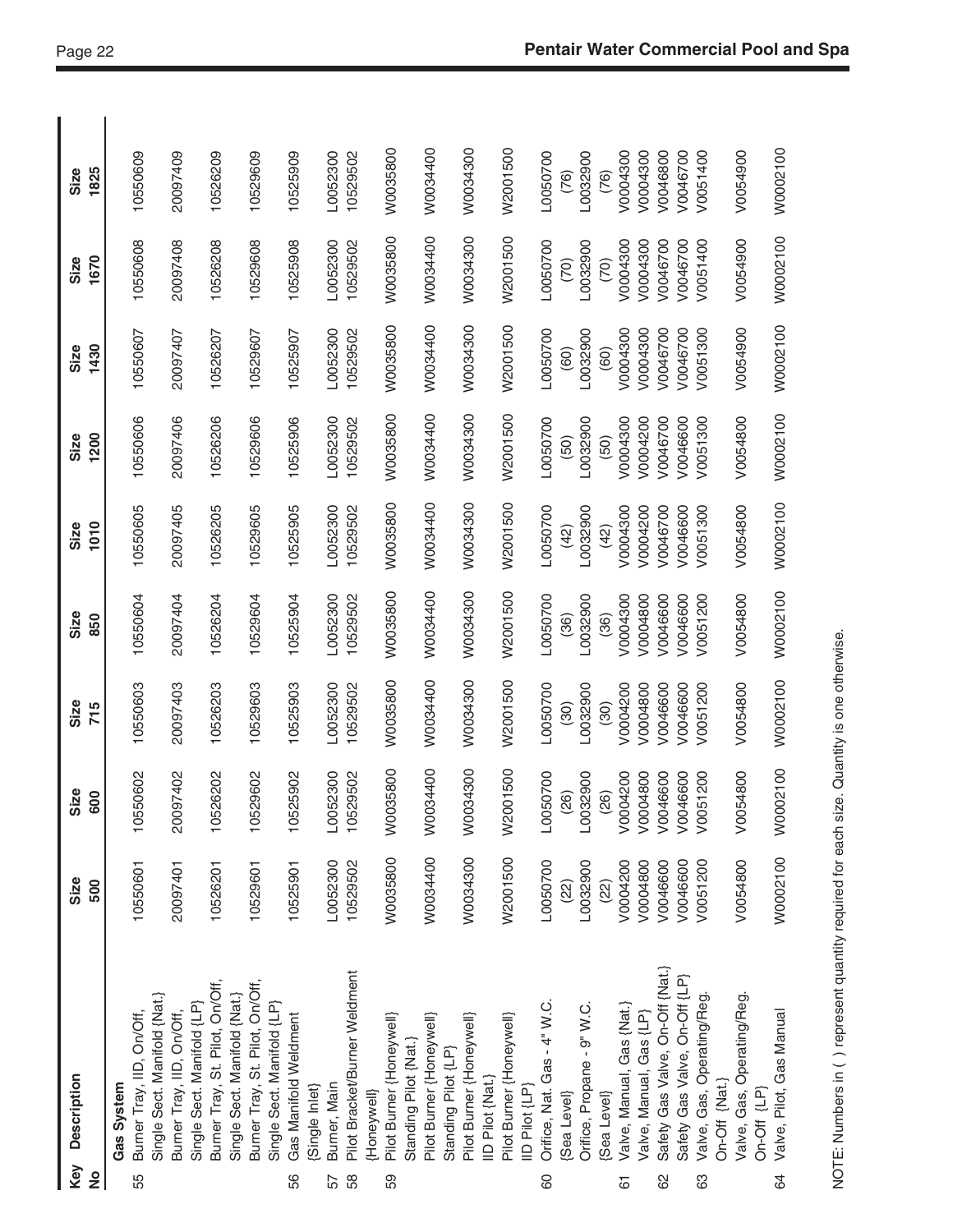| Key No | Description | Size 500 | Size 600 | Size 715 | Size 850 | Size 1010 | Size 1200 | Size 1430 | Size 1670 | Size 1825 |
|---|---|---|---|---|---|---|---|---|---|---|
| | **Gas System** | | | | | | | | | |
| 55 | Burner Tray, IID, On/Off, Single Sect. Manifold {Nat.} | 10550601 | 10550602 | 10550603 | 10550604 | 10550605 | 10550606 | 10550607 | 10550608 | 10550609 |
| | Burner Tray, IID, On/Off, Single Sect. Manifold {LP} | 20097401 | 20097402 | 20097403 | 20097404 | 20097405 | 20097406 | 20097407 | 20097408 | 20097409 |
| | Burner Tray, St. Pilot, On/Off, Single Sect. Manifold {Nat.} | 10526201 | 10526202 | 10526203 | 10526204 | 10526205 | 10526206 | 10526207 | 10526208 | 10526209 |
| | Burner Tray, St. Pilot, On/Off, Single Sect. Manifold {LP} | 10529601 | 10529602 | 10529603 | 10529604 | 10529605 | 10529606 | 10529607 | 10529608 | 10529609 |
| 56 | Gas Manifold Weldment {Single Inlet} | 10525901 | 10525902 | 10525903 | 10525904 | 10525905 | 10525906 | 10525907 | 10525908 | 10525909 |
| 57 | Burner, Main | L0052300 | L0052300 | L0052300 | L0052300 | L0052300 | L0052300 | L0052300 | L0052300 | L0052300 |
| 58 | Pilot Bracket/Burner Weldment {Honeywell} | 10529502 | 10529502 | 10529502 | 10529502 | 10529502 | 10529502 | 10529502 | 10529502 | 10529502 |
| 59 | Pilot Burner {Honeywell} Standing Pilot {Nat.} | W0035800 | W0035800 | W0035800 | W0035800 | W0035800 | W0035800 | W0035800 | W0035800 | W0035800 |
| | Pilot Burner {Honeywell} Standing Pilot {LP} | W0034400 | W0034400 | W0034400 | W0034400 | W0034400 | W0034400 | W0034400 | W0034400 | W0034400 |
| | Pilot Burner {Honeywell} IID Pilot {Nat.} | W0034300 | W0034300 | W0034300 | W0034300 | W0034300 | W0034300 | W0034300 | W0034300 | W0034300 |
| | Pilot Burner {Honeywell} IID Pilot {LP} | W2001500 | W2001500 | W2001500 | W2001500 | W2001500 | W2001500 | W2001500 | W2001500 | W2001500 |
| 60 | Orifice, Nat. Gas - 4" W.C. {Sea Level} | L0050700 (22) | L0050700 (26) | L0050700 (30) | L0050700 (36) | L0050700 (42) | L0050700 (50) | L0050700 (60) | L0050700 (70) | L0050700 (76) |
| | Orifice, Propane - 9" W.C. {Sea Level} | L0032900 (22) | L0032900 (26) | L0032900 (30) | L0032900 (36) | L0032900 (42) | L0032900 (50) | L0032900 (60) | L0032900 (70) | L0032900 (76) |
| 61 | Valve, Manual, Gas {Nat.} | V0004200 | V0004200 | V0004200 | V0004300 | V0004300 | V0004300 | V0004300 | V0004300 | V0004300 |
| | Valve, Manual, Gas {LP} | V0004800 | V0004800 | V0004800 | V0004800 | V0004200 | V0004200 | V0004300 | V0004300 | V0004300 |
| 62 | Safety Gas Valve, On-Off {Nat.} | V0046600 | V0046600 | V0046600 | V0046600 | V0046700 | V0046700 | V0046700 | V0046700 | V0046800 |
| | Safety Gas Valve, On-Off {LP} | V0046600 | V0046600 | V0046600 | V0046600 | V0046600 | V0046600 | V0046700 | V0046700 | V0046700 |
| 63 | Valve, Gas, Operating/Reg. On-Off {Nat.} | V0051200 | V0051200 | V0051200 | V0051200 | V0051300 | V0051300 | V0051300 | V0051400 | V0051400 |
| | Valve, Gas, Operating/Reg. On-Off {LP} | V0054800 | V0054800 | V0054800 | V0054800 | V0054800 | V0054800 | V0054900 | V0054900 | V0054900 |
| 64 | Valve, Pilot, Gas Manual | W0002100 | W0002100 | W0002100 | W0002100 | W0002100 | W0002100 | W0002100 | W0002100 | W0002100 |

NOTE: Numbers in ( ) represent quantity required for each size. Quantity is one otherwise.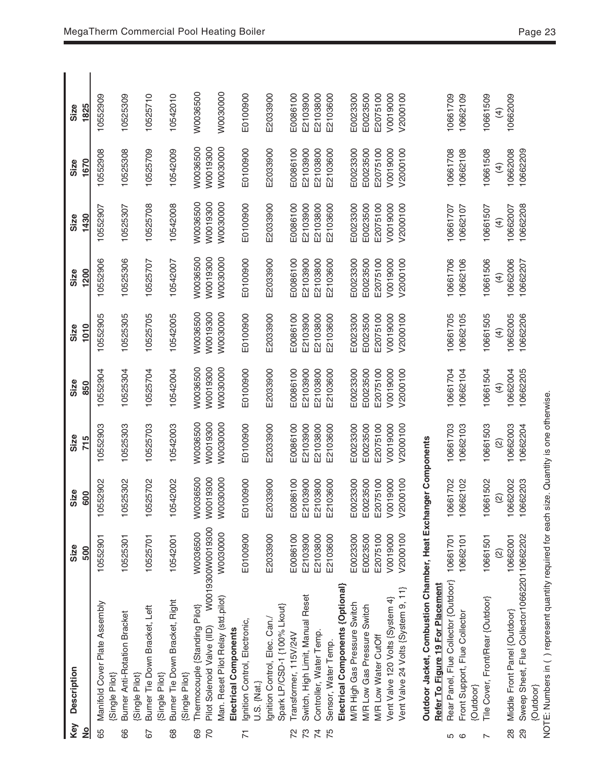| Key No | Description | Size 500 | Size 600 | Size 715 | Size 850 | Size 1010 | Size 1200 | Size 1430 | Size 1670 | Size 1825 |
|---|---|---|---|---|---|---|---|---|---|---|
| 65 | Manifold Cover Plate Assembly {Single Pilot} | 10552901 | 10552902 | 10552903 | 10552904 | 10552905 | 10552906 | 10552907 | 10552908 | 10552909 |
| 66 | Burner Anti-Rotation Bracket {Single Pilot} | 10525301 | 10525302 | 10525303 | 10525304 | 10525305 | 10525306 | 10525307 | 10525308 | 10525309 |
| 67 | Burner Tie Down Bracket, Left {Single Pilot} | 10525701 | 10525702 | 10525703 | 10525704 | 10525705 | 10525707 | 10525708 | 10525709 | 10525710 |
| 68 | Burner Tie Down Bracket, Right {Single Pilot} | 10542001 | 10542002 | 10542003 | 10542004 | 10542005 | 10542007 | 10542008 | 10542009 | 10542010 |
| 69 | Thermocouple {Standing Pilot} | W0036500 | W0036500 | W0036500 | W0036500 | W0036500 | W0036500 | W0036500 | W0036500 | W0036500 |
| 70 | Pilot Solenoid Valve (IID) | W0019300 | W0019300 | W0019300 | W0019300 | W0019300 | W0019300 | W0019300 | W0019300 | |
| | Man. Reset Pilot Relay (std.pilot) | W0030000 | W0030000 | W0030000 | W0030000 | W0030000 | W0030000 | W0030000 | W0030000 | W0030000 |
| | **Electrical Components** | | | | | | | | | |
| 71 | Ignition Control, Electronic, U.S. {Nat.} | E0100900 | E0100900 | E0100900 | E0100900 | E0100900 | E0100900 | E0100900 | E0100900 | E0100900 |
| | Ignition Control, Elec. Can./ Spark LP/CSD-1 {100% Lkout} | E2033900 | E2033900 | E2033900 | E2033900 | E2033900 | E2033900 | E2033900 | E2033900 | E2033900 |
| 72 | Transformer, 115V/24V | E0086100 | E0086100 | E0086100 | E0086100 | E0086100 | E0086100 | E0086100 | E0086100 | E0086100 |
| 73 | Switch, High Limit, Manual Reset | E2103900 | E2103900 | E2103900 | E2103900 | E2103900 | E2103900 | E2103900 | E2103900 | E2103900 |
| 74 | Controller, Water Temp. | E2103800 | E2103800 | E2103800 | E2103800 | E2103800 | E2103800 | E2103800 | E2103800 | E2103800 |
| 75 | Sensor, Water Temp. | E2103600 | E2103600 | E2103600 | E2103600 | E2103600 | E2103600 | E2103600 | E2103600 | E2103600 |
| | **Electrical Components {Optional}** | | | | | | | | | |
| | M/R High Gas Pressure Switch | E0023300 | E0023300 | E0023300 | E0023300 | E0023300 | E0023300 | E0023300 | E0023300 | E0023300 |
| | M/R Low Gas Pressure Switch | E0023500 | E0023500 | E0023500 | E0023500 | E0023500 | E0023500 | E0023500 | E0023500 | E0023500 |
| | M/R Low Water CutOff | E2075100 | E2075100 | E2075100 | E2075100 | E2075100 | E2075100 | E2075100 | E2075100 | E2075100 |
| | Vent Valve 120 Volts {System 4} | V0019000 | V0019000 | V0019000 | V0019000 | V0019000 | V0019000 | V0019000 | V0019000 | V0019000 |
| | Vent Valve 24 Volts {System 9, 11} | V2000100 | V2000100 | V2000100 | V2000100 | V2000100 | V2000100 | V2000100 | V2000100 | V2000100 |
| | **Outdoor Jacket, Combustion Chamber, Heat Exchanger Components** | | | | | | | | | |
| | **Refer To Figure 19 For Placement** | | | | | | | | | |
| 5 | Rear Panel, Flue Collector {Outdoor} | 10661701 | 10661702 | 10661703 | 10661704 | 10661705 | 10661706 | 10661707 | 10661708 | 10661709 |
| 6 | Front Support, Flue Collector {Outdoor} | 10662101 | 10662102 | 10662103 | 10662104 | 10662105 | 10662106 | 10662107 | 10662108 | 10662109 |
| 7 | Tile Cover, Front/Rear {Outdoor} | 10661501 (2) | 10661502 (2) | 10661503 (2) | 10661504 (4) | 10661505 (4) | 10661506 (4) | 10661507 (4) | 10661508 (4) | 10661509 (4) |
| 28 | Middle Front Panel {Outdoor} | 10662001 | 10662002 | 10662003 | 10662004 | 10662005 | 10662006 | 10662007 | 10662008 | 10662009 |
| 29 | Sweep Sheet, Flue Collector {Outdoor} | 10662201 | 10662202 | 10662203 | 10662204 | 10662205 | 10662206 | 10662207 | 10662208 | 10662209 |

NOTE: Numbers in ( ) represent quantity required for each size. Quantity is one otherwise.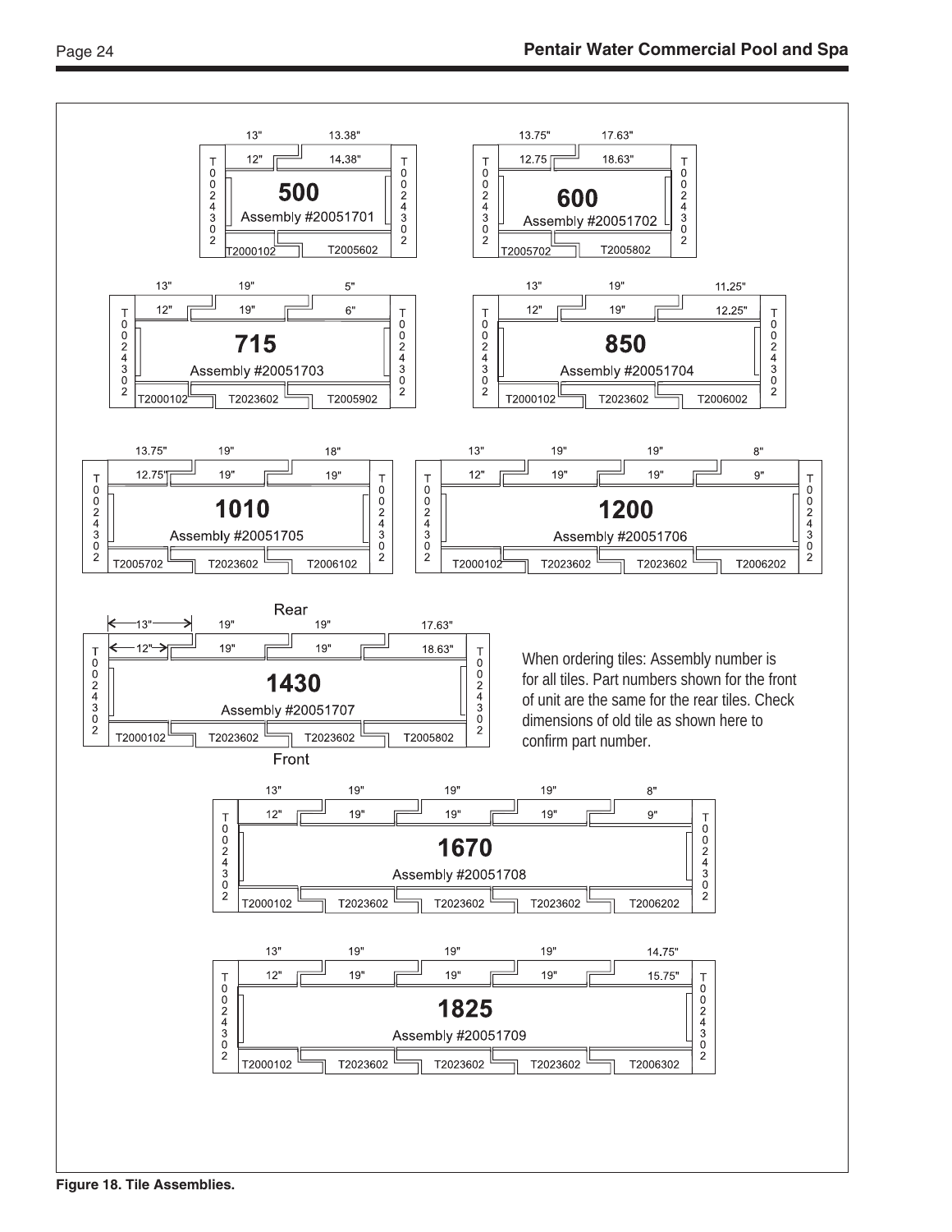**500** — Assembly #20051701

| | | |
|---|---|---|
| Rear (outer) | 13" | 13.38" |
| Rear (inner) | 12" | 14.38" |
| Front part numbers | T2000102 | T2005602 |

Side tiles: T0024302

**600** — Assembly #20051702

| | | |
|---|---|---|
| Rear (outer) | 13.75" | 17.63" |
| Rear (inner) | 12.75 | 18.63" |
| Front part numbers | T2005702 | T2005802 |

Side tiles: T0024302

**715** — Assembly #20051703

| | | | |
|---|---|---|---|
| Rear (outer) | 13" | 19" | 5" |
| Rear (inner) | 12" | 19" | 6" |
| Front part numbers | T2000102 | T2023602 | T2005902 |

Side tiles: T0024302

**850** — Assembly #20051704

| | | | |
|---|---|---|---|
| Rear (outer) | 13" | 19" | 11.25" |
| Rear (inner) | 12" | 19" | 12.25" |
| Front part numbers | T2000102 | T2023602 | T2006002 |

Side tiles: T0024302

**1010** — Assembly #20051705

| | | | |
|---|---|---|---|
| Rear (outer) | 13.75" | 19" | 18" |
| Rear (inner) | 12.75" | 19" | 19" |
| Front part numbers | T2005702 | T2023602 | T2006102 |

Side tiles: T0024302

**1200** — Assembly #20051706

| | | | | |
|---|---|---|---|---|
| Rear (outer) | 13" | 19" | 19" | 8" |
| Rear (inner) | 12" | 19" | 19" | 9" |
| Front part numbers | T2000102 | T2023602 | T2023602 | T2006202 |

Side tiles: T0024302

**1430** — Assembly #20051707

Rear

| | | | | |
|---|---|---|---|---|
| Rear (outer) | 13" | 19" | 19" | 17.63" |
| Rear (inner) | 12" | 19" | 19" | 18.63" |
| Front part numbers | T2000102 | T2023602 | T2023602 | T2005802 |

Front

Side tiles: T0024302

When ordering tiles: Assembly number is for all tiles. Part numbers shown for the front of unit are the same for the rear tiles. Check dimensions of old tile as shown here to confirm part number.

**1670** — Assembly #20051708

| | | | | | |
|---|---|---|---|---|---|
| Rear (outer) | 13" | 19" | 19" | 19" | 8" |
| Rear (inner) | 12" | 19" | 19" | 19" | 9" |
| Front part numbers | T2000102 | T2023602 | T2023602 | T2023602 | T2006202 |

Side tiles: T0024302

**1825** — Assembly #20051709

| | | | | | |
|---|---|---|---|---|---|
| Rear (outer) | 13" | 19" | 19" | 19" | 14.75" |
| Rear (inner) | 12" | 19" | 19" | 19" | 15.75" |
| Front part numbers | T2000102 | T2023602 | T2023602 | T2023602 | T2006302 |

Side tiles: T0024302

**Figure 18. Tile Assemblies.**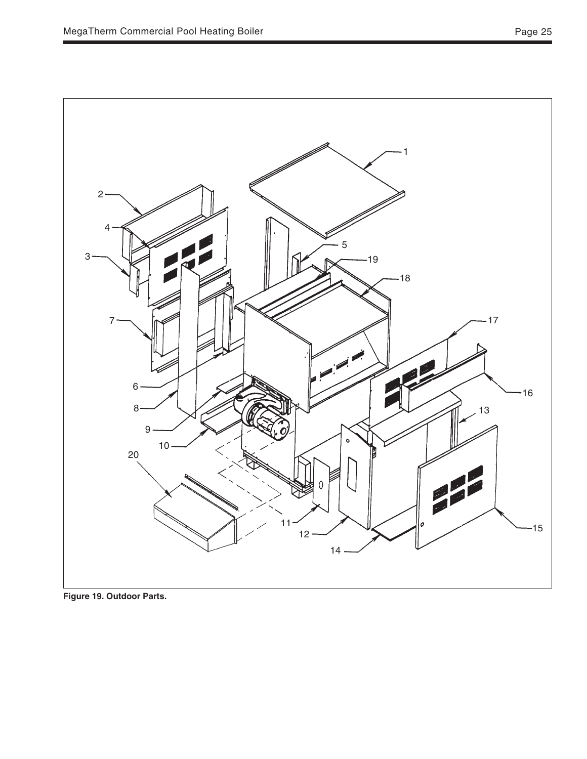Figure 19. Outdoor Parts.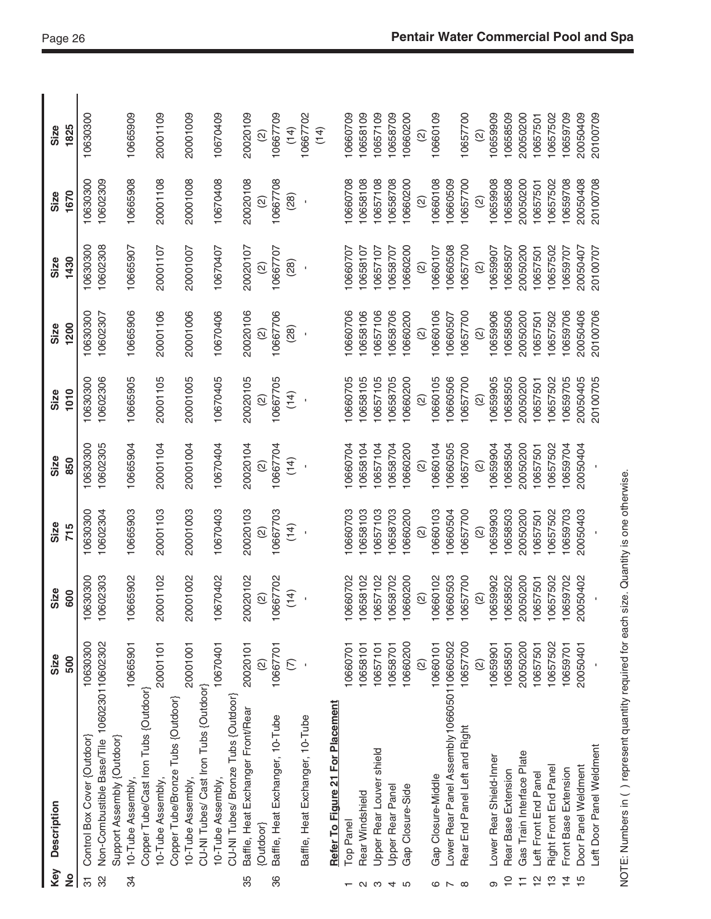| Key No | Description | Size 500 | Size 600 | Size 715 | Size 850 | Size 1010 | Size 1200 | Size 1430 | Size 1670 | Size 1825 |
|---|---|---|---|---|---|---|---|---|---|---|
| 31 | Control Box Cover {Outdoor} | 10630300 | 10630300 | 10630300 | 10630300 | 10630300 | 10630300 | 10630300 | 10630300 | 10630300 |
| 32 | Non-Combustible Base/Tile Support Assembly {Outdoor} | 10602301 10602302 | 10602303 | 10602304 | 10602305 | 10602306 | 10602307 | 10602308 | 10602309 | |
| 34 | 10-Tube Assembly, Copper Tube/Cast Iron Tubs {Outdoor} | 10665901 | 10665902 | 10665903 | 10665904 | 10665905 | 10665906 | 10665907 | 10665908 | 10665909 |
| | 10-Tube Assembly, Copper Tube/Bronze Tubs {Outdoor} | 20001101 | 20001102 | 20001103 | 20001104 | 20001105 | 20001106 | 20001107 | 20001108 | 20001109 |
| | 10-Tube Assembly, CU-NI Tubes/ Cast Iron Tubs {Outdoor} | 20001001 | 20001002 | 20001003 | 20001004 | 20001005 | 20001006 | 20001007 | 20001008 | 20001009 |
| | 10-Tube Assembly, CU-NI Tubes/ Bronze Tubs {Outdoor} | 10670401 | 10670402 | 10670403 | 10670404 | 10670405 | 10670406 | 10670407 | 10670408 | 10670409 |
| 35 | Baffle, Heat Exchanger Front/Rear {Outdoor} | 20020101 (2) | 20020102 (2) | 20020103 (2) | 20020104 (2) | 20020105 (2) | 20020106 (2) | 20020107 (2) | 20020108 (2) | 20020109 (2) |
| 36 | Baffle, Heat Exchanger, 10-Tube | 10667701 (7) | 10667702 (14) | 10667703 (14) | 10667704 (14) | 10667705 (14) | 10667706 (28) | 10667707 (28) | 10667708 (28) | 10667709 (14) |
| | Baffle, Heat Exchanger, 10-Tube | - | - | - | - | - | - | - | - | 10667702 (14) |
| | **Refer To Figure 21 For Placement** | | | | | | | | | |
| 1 | Top Panel | 10660701 | 10660702 | 10660703 | 10660704 | 10660705 | 10660706 | 10660707 | 10660708 | 10660709 |
| 2 | Rear Windshield | 10658101 | 10658102 | 10658103 | 10658104 | 10658105 | 10658106 | 10658107 | 10658108 | 10658109 |
| 3 | Upper Rear Louver shield | 10657101 | 10657102 | 10657103 | 10657104 | 10657105 | 10657106 | 10657107 | 10657108 | 10657109 |
| 4 | Upper Rear Panel | 10658701 | 10658702 | 10658703 | 10658704 | 10658705 | 10658706 | 10658707 | 10658708 | 10658709 |
| 5 | Gap Closure-Side | 10660200 (2) | 10660200 (2) | 10660200 (2) | 10660200 (2) | 10660200 (2) | 10660200 (2) | 10660200 (2) | 10660200 (2) | 10660200 (2) |
| 6 | Gap Closure-Middle | 10660101 | 10660102 | 10660103 | 10660104 | 10660105 | 10660106 | 10660107 | 10660108 | 10660109 |
| 7 | Lower Rear Panel Assembly | 10660501 10660502 | 10660503 | 10660504 | 10660505 | 10660506 | 10660507 | 10660508 | 10660509 | |
| 8 | Rear End Panel Left and Right | 10657700 (2) | 10657700 (2) | 10657700 (2) | 10657700 (2) | 10657700 (2) | 10657700 (2) | 10657700 (2) | 10657700 (2) | 10657700 (2) |
| 9 | Lower Rear Shield-Inner | 10659901 | 10659902 | 10659903 | 10659904 | 10659905 | 10659906 | 10659907 | 10659908 | 10659909 |
| 10 | Rear Base Extension | 10658501 | 10658502 | 10658503 | 10658504 | 10658505 | 10658506 | 10658507 | 10658508 | 10658509 |
| 11 | Gas Train Interface Plate | 20050200 | 20050200 | 20050200 | 20050200 | 20050200 | 20050200 | 20050200 | 20050200 | 20050200 |
| 12 | Left Front End Panel | 10657501 | 10657501 | 10657501 | 10657501 | 10657501 | 10657501 | 10657501 | 10657501 | 10657501 |
| 13 | Right Front End Panel | 10657502 | 10657502 | 10657502 | 10657502 | 10657502 | 10657502 | 10657502 | 10657502 | 10657502 |
| 14 | Front Base Extension | 10659701 | 10659702 | 10659703 | 10659704 | 10659705 | 10659706 | 10659707 | 10659708 | 10659709 |
| 15 | Door Panel Weldment | 20050401 | 20050402 | 20050403 | 20050404 | 20050405 | 20050406 | 20050407 | 20050408 | 20050409 |
| | Left Door Panel Weldment | - | - | - | - | 20100705 | 20100706 | 20100707 | 20100708 | 20100709 |

NOTE: Numbers in ( ) represent quantity required for each size. Quantity is one otherwise.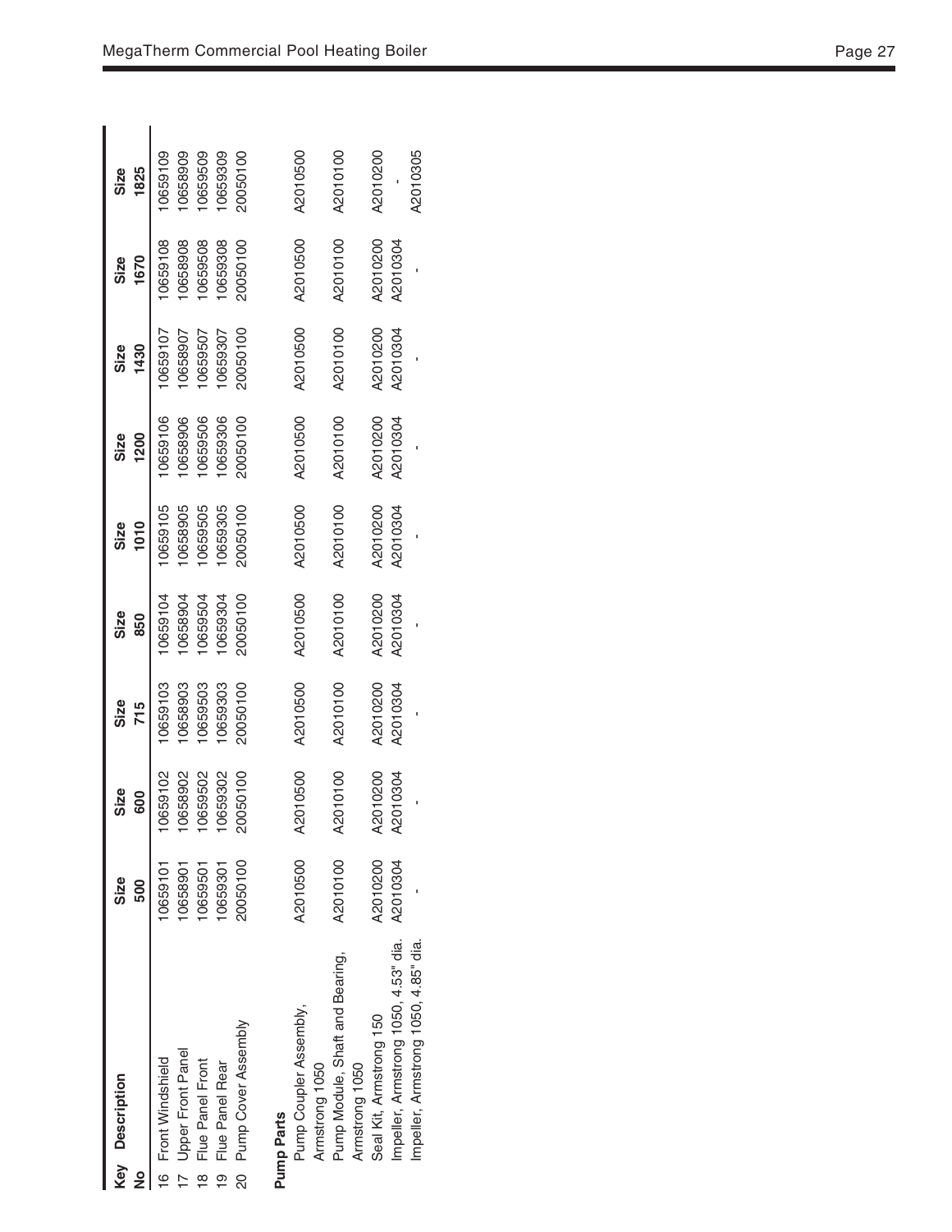| Key No | Description | Size 500 | Size 600 | Size 715 | Size 850 | Size 1010 | Size 1200 | Size 1430 | Size 1670 | Size 1825 |
|---|---|---|---|---|---|---|---|---|---|---|
| 16 | Front Windshield | 10659101 | 10659102 | 10659103 | 10659104 | 10659105 | 10659106 | 10659107 | 10659108 | 10659109 |
| 17 | Upper Front Panel | 10658901 | 10658902 | 10658903 | 10658904 | 10658905 | 10658906 | 10658907 | 10658908 | 10658909 |
| 18 | Flue Panel Front | 10659501 | 10659502 | 10659503 | 10659504 | 10659505 | 10659506 | 10659507 | 10659508 | 10659509 |
| 19 | Flue Panel Rear | 10659301 | 10659302 | 10659303 | 10659304 | 10659305 | 10659306 | 10659307 | 10659308 | 10659309 |
| 20 | Pump Cover Assembly | 20050100 | 20050100 | 20050100 | 20050100 | 20050100 | 20050100 | 20050100 | 20050100 | 20050100 |
| **Pump Parts** | | | | | | | | | | |
| | Pump Coupler Assembly, Armstrong 1050 | A2010500 | A2010500 | A2010500 | A2010500 | A2010500 | A2010500 | A2010500 | A2010500 | A2010500 |
| | Pump Module, Shaft and Bearing, Armstrong 1050 | A2010100 | A2010100 | A2010100 | A2010100 | A2010100 | A2010100 | A2010100 | A2010100 | A2010100 |
| | Seal Kit, Armstrong 150 | A2010200 | A2010200 | A2010200 | A2010200 | A2010200 | A2010200 | A2010200 | A2010200 | A2010200 |
| | Impeller, Armstrong 1050, 4.53" dia. | A2010304 | A2010304 | A2010304 | A2010304 | A2010304 | A2010304 | A2010304 | A2010304 | - |
| | Impeller, Armstrong 1050, 4.85" dia. | - | - | - | - | - | - | - | - | A2010305 |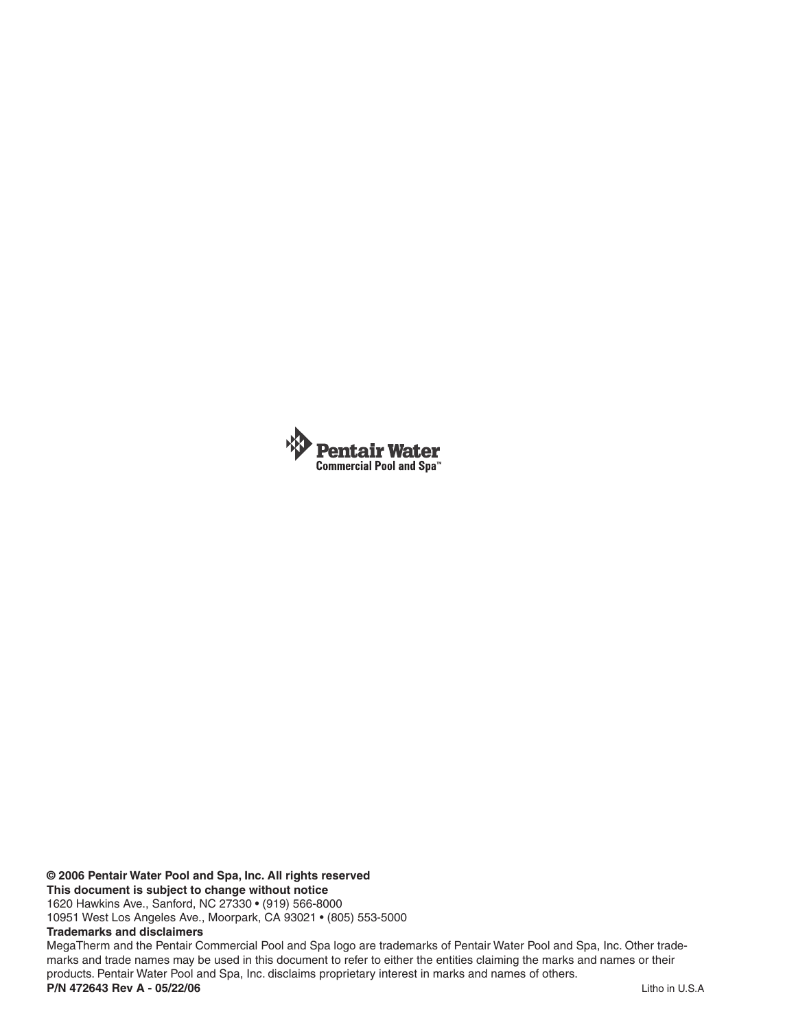Pentair Water
Commercial Pool and Spa™

**© 2006 Pentair Water Pool and Spa, Inc. All rights reserved**
**This document is subject to change without notice**
1620 Hawkins Ave., Sanford, NC 27330 • (919) 566-8000
10951 West Los Angeles Ave., Moorpark, CA 93021 • (805) 553-5000
**Trademarks and disclaimers**
MegaTherm and the Pentair Commercial Pool and Spa logo are trademarks of Pentair Water Pool and Spa, Inc. Other trademarks and trade names may be used in this document to refer to either the entities claiming the marks and names or their products. Pentair Water Pool and Spa, Inc. disclaims proprietary interest in marks and names of others.
**P/N 472643 Rev A - 05/22/06** Litho in U.S.A